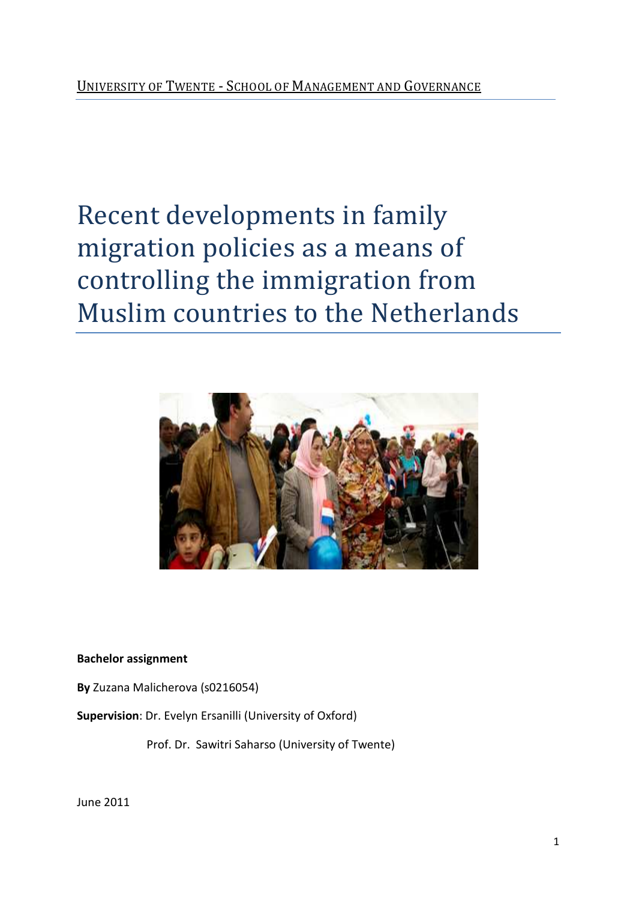University of Twente - School of Management and Governance

# Recent developments in family migration policies as a means of controlling the immigration from Muslim countries to the Netherlands

**Bachelor assignment**

**By** Zuzana Malicherova (s0216054)

**Supervision**: Dr. Evelyn Ersanilli (University of Oxford)

Prof. Dr. Sawitri Saharso (University of Twente)

June 2011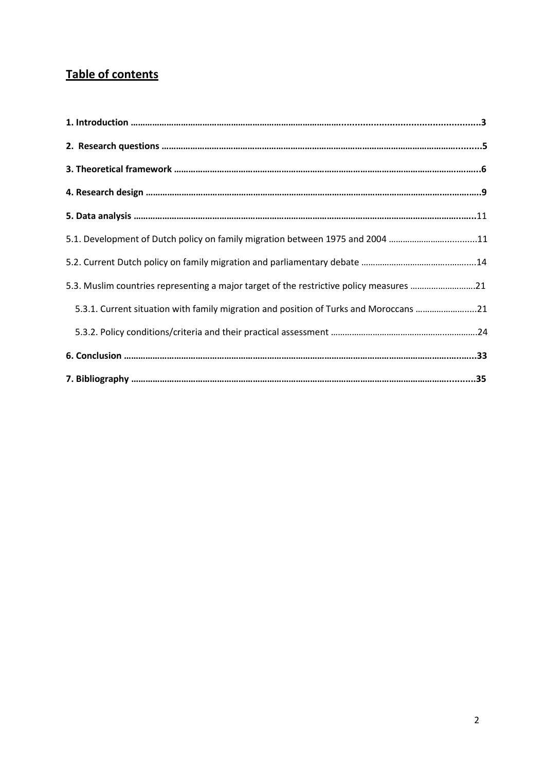# **Table of contents**

**1. Introduction** ........................................................................................................................................3

**2. Research questions** ..............................................................................................................................5

**3. Theoretical framework** .........................................................................................................................6

**4. Research design** ....................................................................................................................................9

**5. Data analysis** .......................................................................................................................................11

5.1. Development of Dutch policy on family migration between 1975 and 2004 ......................................11

5.2. Current Dutch policy on family migration and parliamentary debate ..............................................14

5.3. Muslim countries representing a major target of the restrictive policy measures .........................21

5.3.1. Current situation with family migration and position of Turks and Moroccans ..........................21

5.3.2. Policy conditions/criteria and their practical assessment ..............................................................24

**6. Conclusion** ............................................................................................................................................33

**7. Bibliography** ........................................................................................................................................35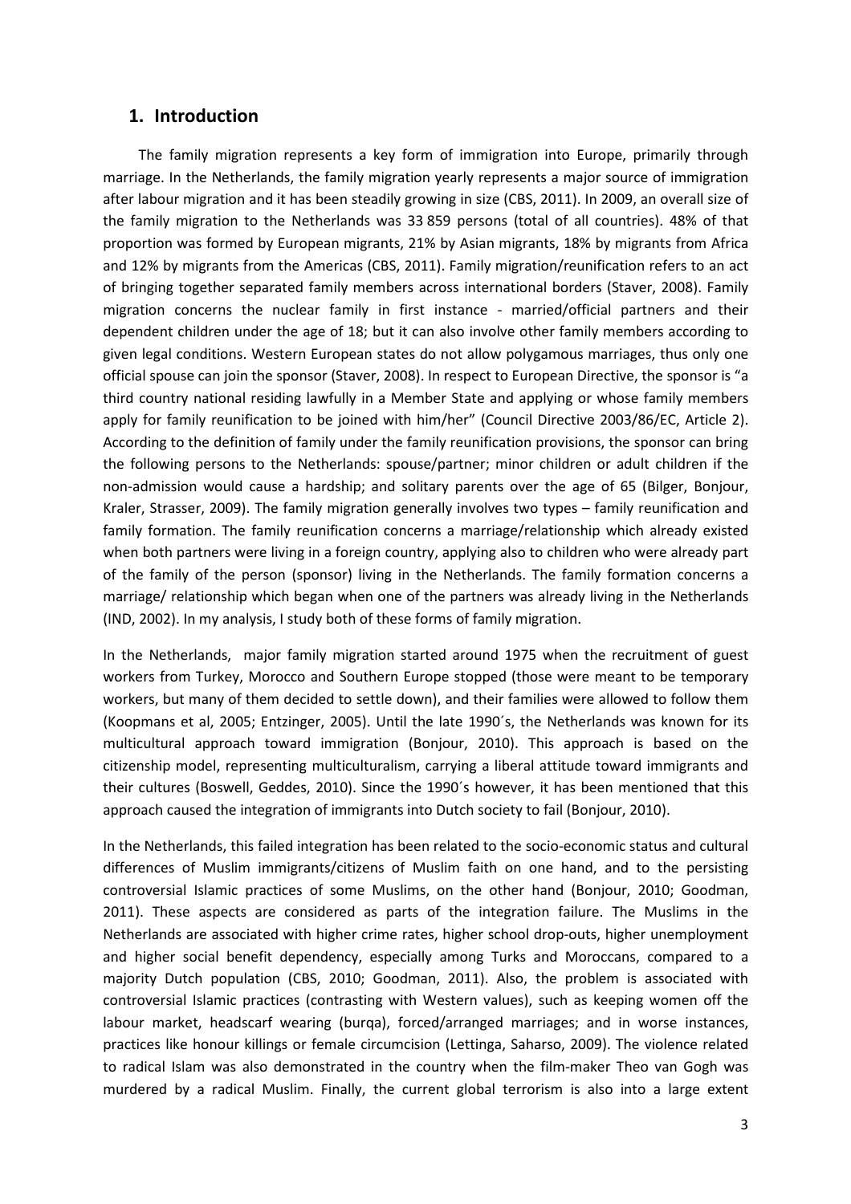## 1. Introduction

The family migration represents a key form of immigration into Europe, primarily through marriage. In the Netherlands, the family migration yearly represents a major source of immigration after labour migration and it has been steadily growing in size (CBS, 2011). In 2009, an overall size of the family migration to the Netherlands was 33 859 persons (total of all countries). 48% of that proportion was formed by European migrants, 21% by Asian migrants, 18% by migrants from Africa and 12% by migrants from the Americas (CBS, 2011). Family migration/reunification refers to an act of bringing together separated family members across international borders (Staver, 2008). Family migration concerns the nuclear family in first instance - married/official partners and their dependent children under the age of 18; but it can also involve other family members according to given legal conditions. Western European states do not allow polygamous marriages, thus only one official spouse can join the sponsor (Staver, 2008). In respect to European Directive, the sponsor is "a third country national residing lawfully in a Member State and applying or whose family members apply for family reunification to be joined with him/her" (Council Directive 2003/86/EC, Article 2). According to the definition of family under the family reunification provisions, the sponsor can bring the following persons to the Netherlands: spouse/partner; minor children or adult children if the non-admission would cause a hardship; and solitary parents over the age of 65 (Bilger, Bonjour, Kraler, Strasser, 2009). The family migration generally involves two types – family reunification and family formation. The family reunification concerns a marriage/relationship which already existed when both partners were living in a foreign country, applying also to children who were already part of the family of the person (sponsor) living in the Netherlands. The family formation concerns a marriage/ relationship which began when one of the partners was already living in the Netherlands (IND, 2002). In my analysis, I study both of these forms of family migration.

In the Netherlands, major family migration started around 1975 when the recruitment of guest workers from Turkey, Morocco and Southern Europe stopped (those were meant to be temporary workers, but many of them decided to settle down), and their families were allowed to follow them (Koopmans et al, 2005; Entzinger, 2005). Until the late 1990´s, the Netherlands was known for its multicultural approach toward immigration (Bonjour, 2010). This approach is based on the citizenship model, representing multiculturalism, carrying a liberal attitude toward immigrants and their cultures (Boswell, Geddes, 2010). Since the 1990´s however, it has been mentioned that this approach caused the integration of immigrants into Dutch society to fail (Bonjour, 2010).

In the Netherlands, this failed integration has been related to the socio-economic status and cultural differences of Muslim immigrants/citizens of Muslim faith on one hand, and to the persisting controversial Islamic practices of some Muslims, on the other hand (Bonjour, 2010; Goodman, 2011). These aspects are considered as parts of the integration failure. The Muslims in the Netherlands are associated with higher crime rates, higher school drop-outs, higher unemployment and higher social benefit dependency, especially among Turks and Moroccans, compared to a majority Dutch population (CBS, 2010; Goodman, 2011). Also, the problem is associated with controversial Islamic practices (contrasting with Western values), such as keeping women off the labour market, headscarf wearing (burqa), forced/arranged marriages; and in worse instances, practices like honour killings or female circumcision (Lettinga, Saharso, 2009). The violence related to radical Islam was also demonstrated in the country when the film-maker Theo van Gogh was murdered by a radical Muslim. Finally, the current global terrorism is also into a large extent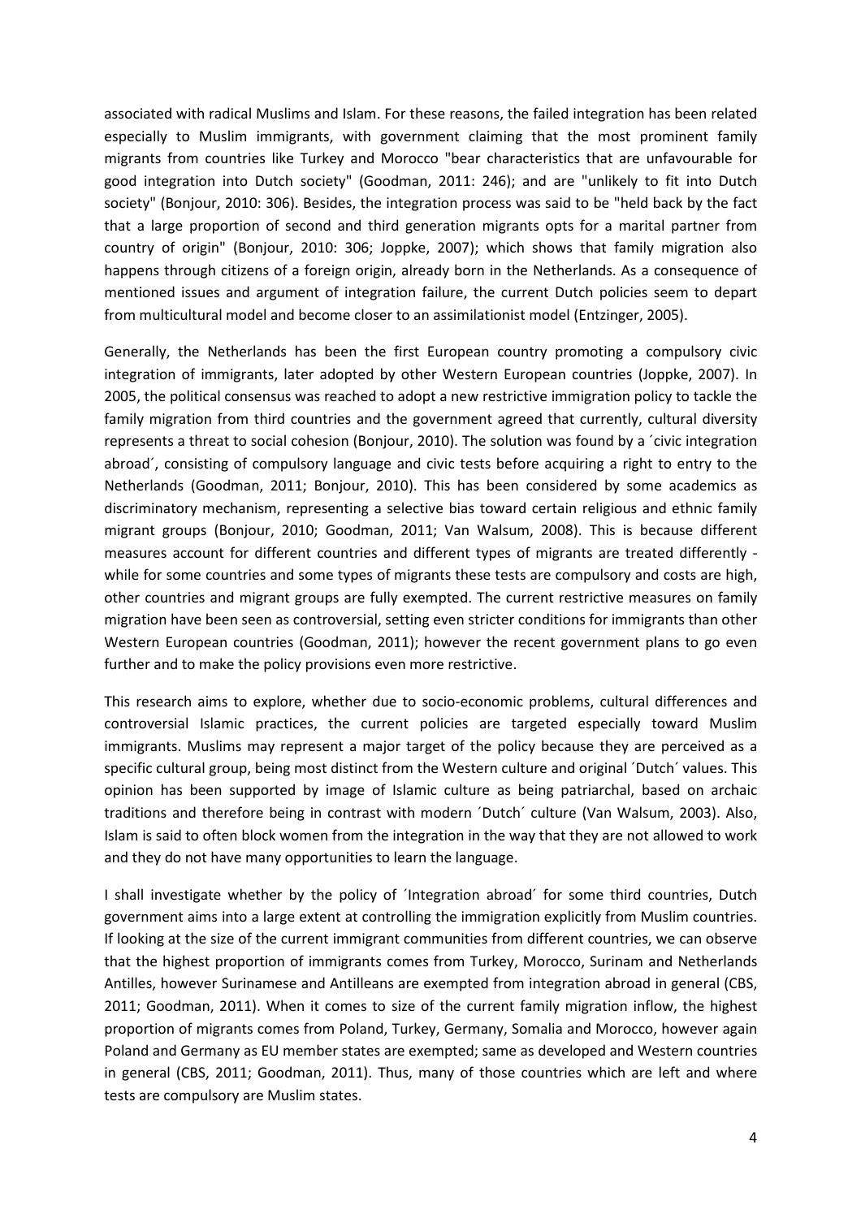associated with radical Muslims and Islam. For these reasons, the failed integration has been related especially to Muslim immigrants, with government claiming that the most prominent family migrants from countries like Turkey and Morocco "bear characteristics that are unfavourable for good integration into Dutch society" (Goodman, 2011: 246); and are "unlikely to fit into Dutch society" (Bonjour, 2010: 306). Besides, the integration process was said to be "held back by the fact that a large proportion of second and third generation migrants opts for a marital partner from country of origin" (Bonjour, 2010: 306; Joppke, 2007); which shows that family migration also happens through citizens of a foreign origin, already born in the Netherlands. As a consequence of mentioned issues and argument of integration failure, the current Dutch policies seem to depart from multicultural model and become closer to an assimilationist model (Entzinger, 2005).

Generally, the Netherlands has been the first European country promoting a compulsory civic integration of immigrants, later adopted by other Western European countries (Joppke, 2007). In 2005, the political consensus was reached to adopt a new restrictive immigration policy to tackle the family migration from third countries and the government agreed that currently, cultural diversity represents a threat to social cohesion (Bonjour, 2010). The solution was found by a ´civic integration abroad´, consisting of compulsory language and civic tests before acquiring a right to entry to the Netherlands (Goodman, 2011; Bonjour, 2010). This has been considered by some academics as discriminatory mechanism, representing a selective bias toward certain religious and ethnic family migrant groups (Bonjour, 2010; Goodman, 2011; Van Walsum, 2008). This is because different measures account for different countries and different types of migrants are treated differently - while for some countries and some types of migrants these tests are compulsory and costs are high, other countries and migrant groups are fully exempted. The current restrictive measures on family migration have been seen as controversial, setting even stricter conditions for immigrants than other Western European countries (Goodman, 2011); however the recent government plans to go even further and to make the policy provisions even more restrictive.

This research aims to explore, whether due to socio-economic problems, cultural differences and controversial Islamic practices, the current policies are targeted especially toward Muslim immigrants. Muslims may represent a major target of the policy because they are perceived as a specific cultural group, being most distinct from the Western culture and original ´Dutch´ values. This opinion has been supported by image of Islamic culture as being patriarchal, based on archaic traditions and therefore being in contrast with modern ´Dutch´ culture (Van Walsum, 2003). Also, Islam is said to often block women from the integration in the way that they are not allowed to work and they do not have many opportunities to learn the language.

I shall investigate whether by the policy of ´Integration abroad´ for some third countries, Dutch government aims into a large extent at controlling the immigration explicitly from Muslim countries. If looking at the size of the current immigrant communities from different countries, we can observe that the highest proportion of immigrants comes from Turkey, Morocco, Surinam and Netherlands Antilles, however Surinamese and Antilleans are exempted from integration abroad in general (CBS, 2011; Goodman, 2011). When it comes to size of the current family migration inflow, the highest proportion of migrants comes from Poland, Turkey, Germany, Somalia and Morocco, however again Poland and Germany as EU member states are exempted; same as developed and Western countries in general (CBS, 2011; Goodman, 2011). Thus, many of those countries which are left and where tests are compulsory are Muslim states.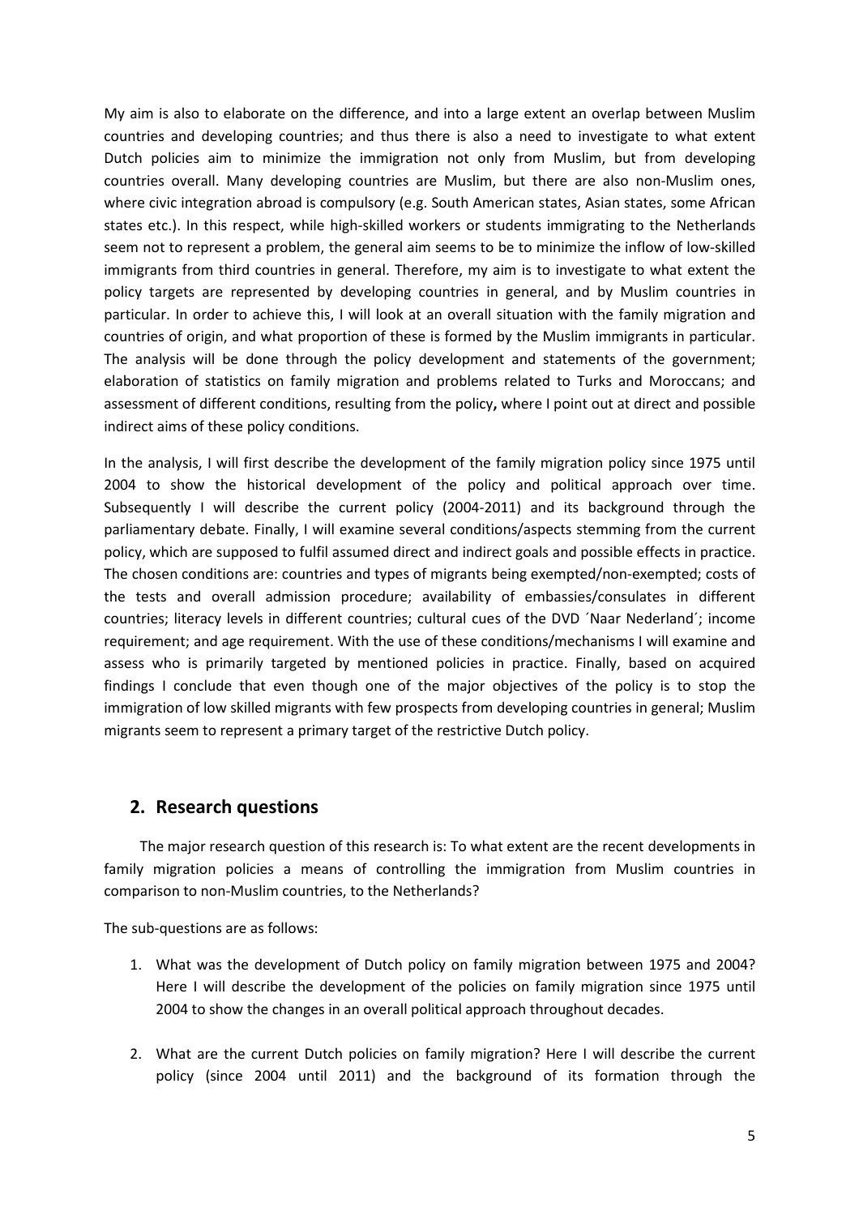My aim is also to elaborate on the difference, and into a large extent an overlap between Muslim countries and developing countries; and thus there is also a need to investigate to what extent Dutch policies aim to minimize the immigration not only from Muslim, but from developing countries overall. Many developing countries are Muslim, but there are also non-Muslim ones, where civic integration abroad is compulsory (e.g. South American states, Asian states, some African states etc.). In this respect, while high-skilled workers or students immigrating to the Netherlands seem not to represent a problem, the general aim seems to be to minimize the inflow of low-skilled immigrants from third countries in general. Therefore, my aim is to investigate to what extent the policy targets are represented by developing countries in general, and by Muslim countries in particular. In order to achieve this, I will look at an overall situation with the family migration and countries of origin, and what proportion of these is formed by the Muslim immigrants in particular. The analysis will be done through the policy development and statements of the government; elaboration of statistics on family migration and problems related to Turks and Moroccans; and assessment of different conditions, resulting from the policy**,** where I point out at direct and possible indirect aims of these policy conditions.

In the analysis, I will first describe the development of the family migration policy since 1975 until 2004 to show the historical development of the policy and political approach over time. Subsequently I will describe the current policy (2004-2011) and its background through the parliamentary debate. Finally, I will examine several conditions/aspects stemming from the current policy, which are supposed to fulfil assumed direct and indirect goals and possible effects in practice. The chosen conditions are: countries and types of migrants being exempted/non-exempted; costs of the tests and overall admission procedure; availability of embassies/consulates in different countries; literacy levels in different countries; cultural cues of the DVD ´Naar Nederland´; income requirement; and age requirement. With the use of these conditions/mechanisms I will examine and assess who is primarily targeted by mentioned policies in practice. Finally, based on acquired findings I conclude that even though one of the major objectives of the policy is to stop the immigration of low skilled migrants with few prospects from developing countries in general; Muslim migrants seem to represent a primary target of the restrictive Dutch policy.

## 2. Research questions

The major research question of this research is: To what extent are the recent developments in family migration policies a means of controlling the immigration from Muslim countries in comparison to non-Muslim countries, to the Netherlands?

The sub-questions are as follows:

1. What was the development of Dutch policy on family migration between 1975 and 2004? Here I will describe the development of the policies on family migration since 1975 until 2004 to show the changes in an overall political approach throughout decades.

2. What are the current Dutch policies on family migration? Here I will describe the current policy (since 2004 until 2011) and the background of its formation through the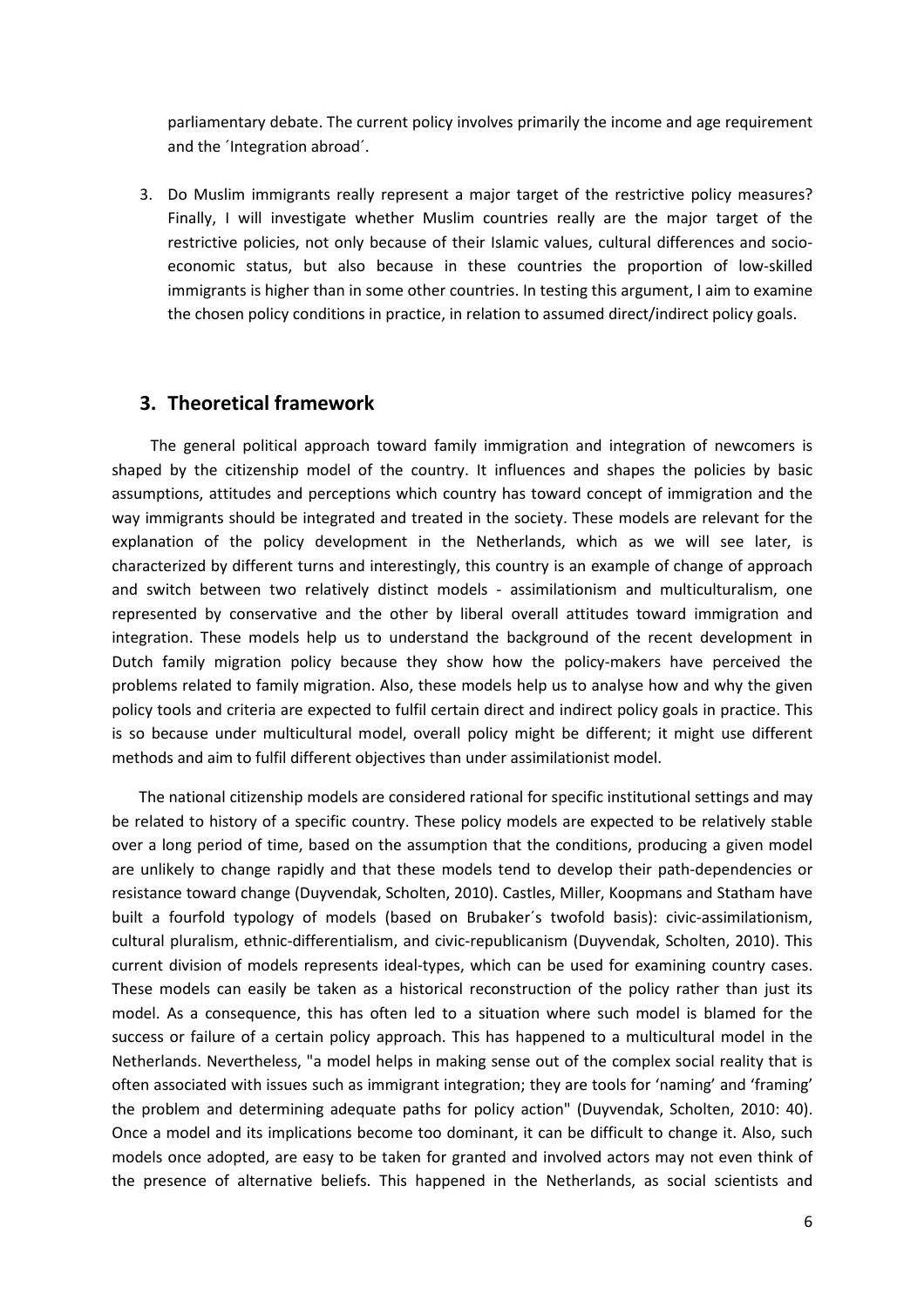parliamentary debate. The current policy involves primarily the income and age requirement and the ´Integration abroad´.

3. Do Muslim immigrants really represent a major target of the restrictive policy measures? Finally, I will investigate whether Muslim countries really are the major target of the restrictive policies, not only because of their Islamic values, cultural differences and socio-economic status, but also because in these countries the proportion of low-skilled immigrants is higher than in some other countries. In testing this argument, I aim to examine the chosen policy conditions in practice, in relation to assumed direct/indirect policy goals.

## 3. Theoretical framework

The general political approach toward family immigration and integration of newcomers is shaped by the citizenship model of the country. It influences and shapes the policies by basic assumptions, attitudes and perceptions which country has toward concept of immigration and the way immigrants should be integrated and treated in the society. These models are relevant for the explanation of the policy development in the Netherlands, which as we will see later, is characterized by different turns and interestingly, this country is an example of change of approach and switch between two relatively distinct models - assimilationism and multiculturalism, one represented by conservative and the other by liberal overall attitudes toward immigration and integration. These models help us to understand the background of the recent development in Dutch family migration policy because they show how the policy-makers have perceived the problems related to family migration. Also, these models help us to analyse how and why the given policy tools and criteria are expected to fulfil certain direct and indirect policy goals in practice. This is so because under multicultural model, overall policy might be different; it might use different methods and aim to fulfil different objectives than under assimilationist model.

The national citizenship models are considered rational for specific institutional settings and may be related to history of a specific country. These policy models are expected to be relatively stable over a long period of time, based on the assumption that the conditions, producing a given model are unlikely to change rapidly and that these models tend to develop their path-dependencies or resistance toward change (Duyvendak, Scholten, 2010). Castles, Miller, Koopmans and Statham have built a fourfold typology of models (based on Brubaker´s twofold basis): civic-assimilationism, cultural pluralism, ethnic-differentialism, and civic-republicanism (Duyvendak, Scholten, 2010). This current division of models represents ideal-types, which can be used for examining country cases. These models can easily be taken as a historical reconstruction of the policy rather than just its model. As a consequence, this has often led to a situation where such model is blamed for the success or failure of a certain policy approach. This has happened to a multicultural model in the Netherlands. Nevertheless, "a model helps in making sense out of the complex social reality that is often associated with issues such as immigrant integration; they are tools for 'naming' and 'framing' the problem and determining adequate paths for policy action" (Duyvendak, Scholten, 2010: 40). Once a model and its implications become too dominant, it can be difficult to change it. Also, such models once adopted, are easy to be taken for granted and involved actors may not even think of the presence of alternative beliefs. This happened in the Netherlands, as social scientists and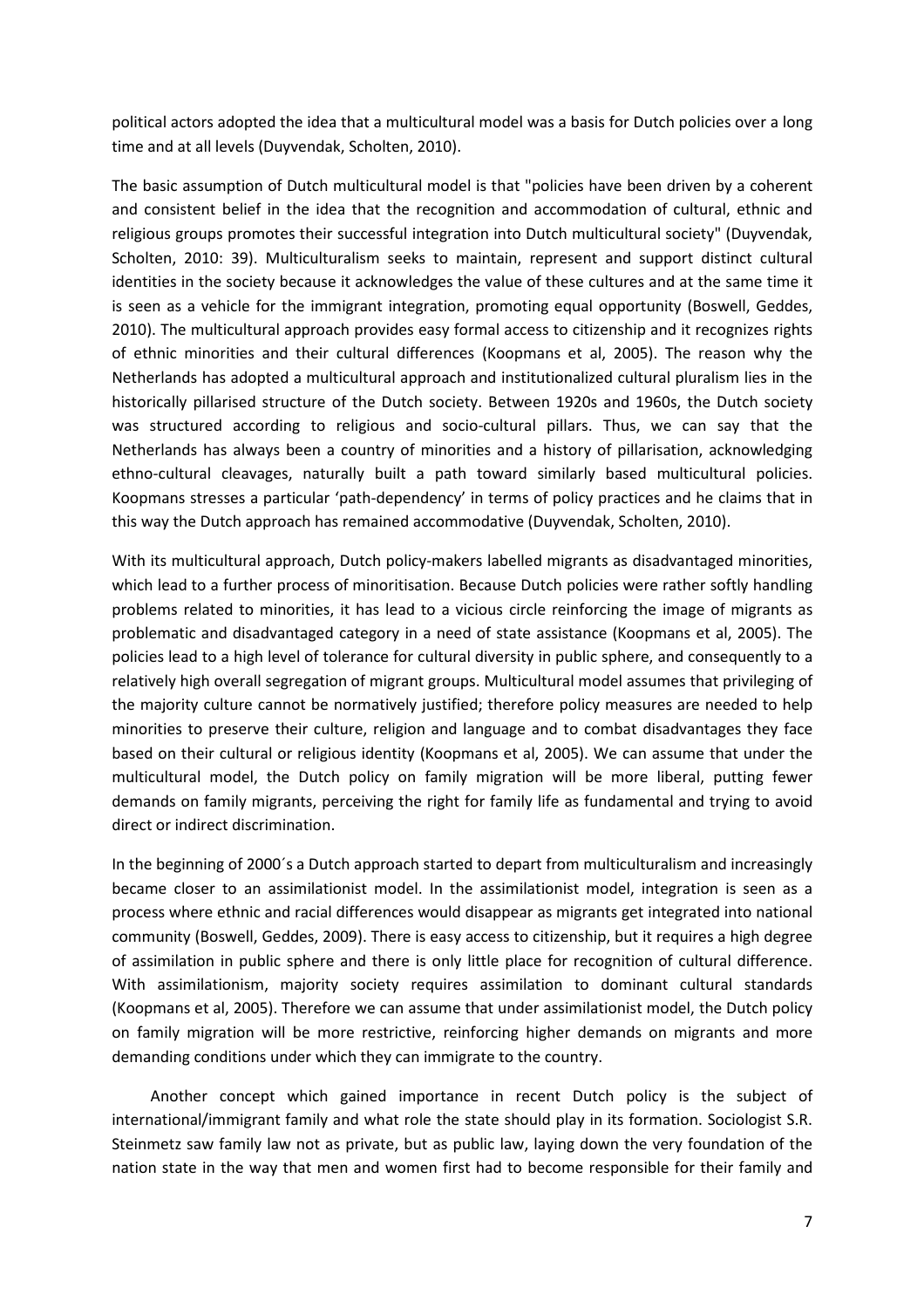political actors adopted the idea that a multicultural model was a basis for Dutch policies over a long time and at all levels (Duyvendak, Scholten, 2010).

The basic assumption of Dutch multicultural model is that "policies have been driven by a coherent and consistent belief in the idea that the recognition and accommodation of cultural, ethnic and religious groups promotes their successful integration into Dutch multicultural society" (Duyvendak, Scholten, 2010: 39). Multiculturalism seeks to maintain, represent and support distinct cultural identities in the society because it acknowledges the value of these cultures and at the same time it is seen as a vehicle for the immigrant integration, promoting equal opportunity (Boswell, Geddes, 2010). The multicultural approach provides easy formal access to citizenship and it recognizes rights of ethnic minorities and their cultural differences (Koopmans et al, 2005). The reason why the Netherlands has adopted a multicultural approach and institutionalized cultural pluralism lies in the historically pillarised structure of the Dutch society. Between 1920s and 1960s, the Dutch society was structured according to religious and socio-cultural pillars. Thus, we can say that the Netherlands has always been a country of minorities and a history of pillarisation, acknowledging ethno-cultural cleavages, naturally built a path toward similarly based multicultural policies. Koopmans stresses a particular 'path-dependency' in terms of policy practices and he claims that in this way the Dutch approach has remained accommodative (Duyvendak, Scholten, 2010).

With its multicultural approach, Dutch policy-makers labelled migrants as disadvantaged minorities, which lead to a further process of minoritisation. Because Dutch policies were rather softly handling problems related to minorities, it has lead to a vicious circle reinforcing the image of migrants as problematic and disadvantaged category in a need of state assistance (Koopmans et al, 2005). The policies lead to a high level of tolerance for cultural diversity in public sphere, and consequently to a relatively high overall segregation of migrant groups. Multicultural model assumes that privileging of the majority culture cannot be normatively justified; therefore policy measures are needed to help minorities to preserve their culture, religion and language and to combat disadvantages they face based on their cultural or religious identity (Koopmans et al, 2005). We can assume that under the multicultural model, the Dutch policy on family migration will be more liberal, putting fewer demands on family migrants, perceiving the right for family life as fundamental and trying to avoid direct or indirect discrimination.

In the beginning of 2000´s a Dutch approach started to depart from multiculturalism and increasingly became closer to an assimilationist model. In the assimilationist model, integration is seen as a process where ethnic and racial differences would disappear as migrants get integrated into national community (Boswell, Geddes, 2009). There is easy access to citizenship, but it requires a high degree of assimilation in public sphere and there is only little place for recognition of cultural difference. With assimilationism, majority society requires assimilation to dominant cultural standards (Koopmans et al, 2005). Therefore we can assume that under assimilationist model, the Dutch policy on family migration will be more restrictive, reinforcing higher demands on migrants and more demanding conditions under which they can immigrate to the country.

Another concept which gained importance in recent Dutch policy is the subject of international/immigrant family and what role the state should play in its formation. Sociologist S.R. Steinmetz saw family law not as private, but as public law, laying down the very foundation of the nation state in the way that men and women first had to become responsible for their family and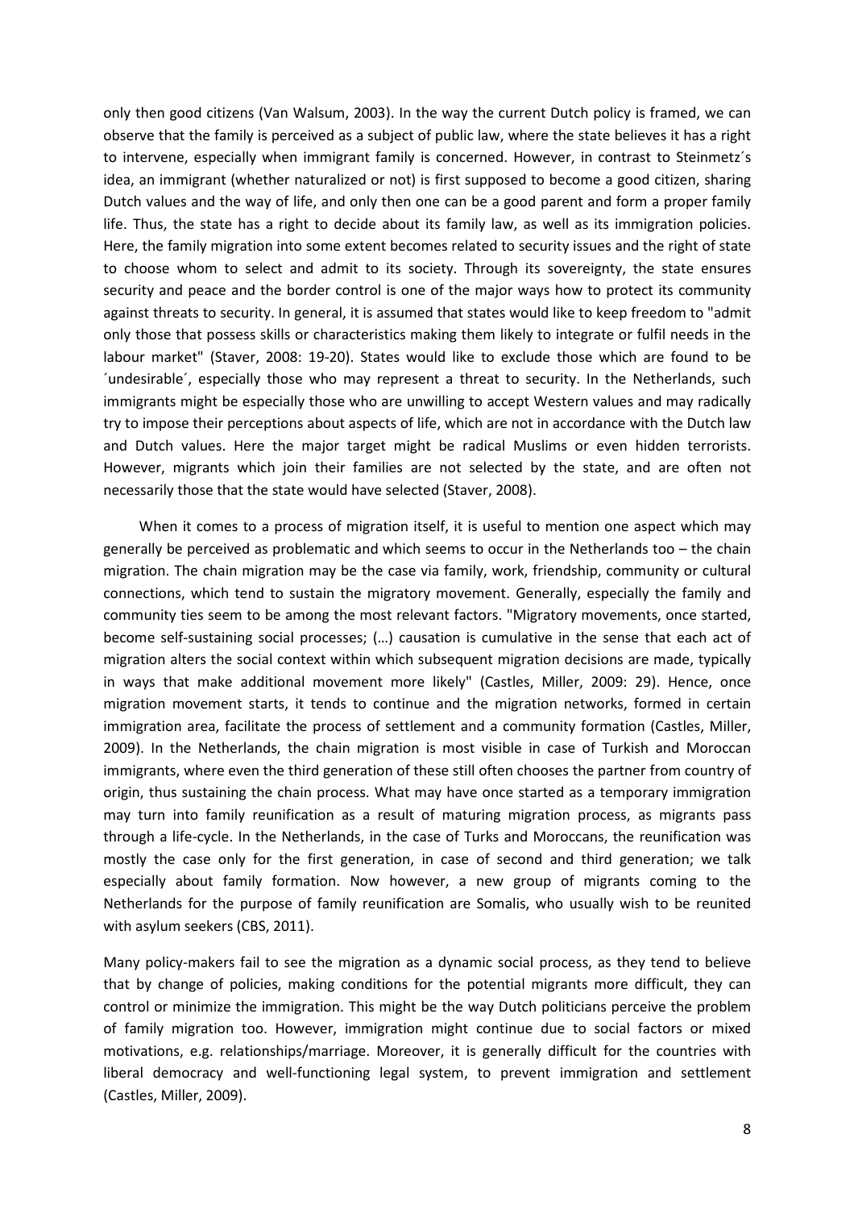only then good citizens (Van Walsum, 2003). In the way the current Dutch policy is framed, we can observe that the family is perceived as a subject of public law, where the state believes it has a right to intervene, especially when immigrant family is concerned. However, in contrast to Steinmetz´s idea, an immigrant (whether naturalized or not) is first supposed to become a good citizen, sharing Dutch values and the way of life, and only then one can be a good parent and form a proper family life. Thus, the state has a right to decide about its family law, as well as its immigration policies. Here, the family migration into some extent becomes related to security issues and the right of state to choose whom to select and admit to its society. Through its sovereignty, the state ensures security and peace and the border control is one of the major ways how to protect its community against threats to security. In general, it is assumed that states would like to keep freedom to "admit only those that possess skills or characteristics making them likely to integrate or fulfil needs in the labour market" (Staver, 2008: 19-20). States would like to exclude those which are found to be ´undesirable´, especially those who may represent a threat to security. In the Netherlands, such immigrants might be especially those who are unwilling to accept Western values and may radically try to impose their perceptions about aspects of life, which are not in accordance with the Dutch law and Dutch values. Here the major target might be radical Muslims or even hidden terrorists. However, migrants which join their families are not selected by the state, and are often not necessarily those that the state would have selected (Staver, 2008).

When it comes to a process of migration itself, it is useful to mention one aspect which may generally be perceived as problematic and which seems to occur in the Netherlands too – the chain migration. The chain migration may be the case via family, work, friendship, community or cultural connections, which tend to sustain the migratory movement. Generally, especially the family and community ties seem to be among the most relevant factors. "Migratory movements, once started, become self-sustaining social processes; (…) causation is cumulative in the sense that each act of migration alters the social context within which subsequent migration decisions are made, typically in ways that make additional movement more likely" (Castles, Miller, 2009: 29). Hence, once migration movement starts, it tends to continue and the migration networks, formed in certain immigration area, facilitate the process of settlement and a community formation (Castles, Miller, 2009). In the Netherlands, the chain migration is most visible in case of Turkish and Moroccan immigrants, where even the third generation of these still often chooses the partner from country of origin, thus sustaining the chain process. What may have once started as a temporary immigration may turn into family reunification as a result of maturing migration process, as migrants pass through a life-cycle. In the Netherlands, in the case of Turks and Moroccans, the reunification was mostly the case only for the first generation, in case of second and third generation; we talk especially about family formation. Now however, a new group of migrants coming to the Netherlands for the purpose of family reunification are Somalis, who usually wish to be reunited with asylum seekers (CBS, 2011).

Many policy-makers fail to see the migration as a dynamic social process, as they tend to believe that by change of policies, making conditions for the potential migrants more difficult, they can control or minimize the immigration. This might be the way Dutch politicians perceive the problem of family migration too. However, immigration might continue due to social factors or mixed motivations, e.g. relationships/marriage. Moreover, it is generally difficult for the countries with liberal democracy and well-functioning legal system, to prevent immigration and settlement (Castles, Miller, 2009).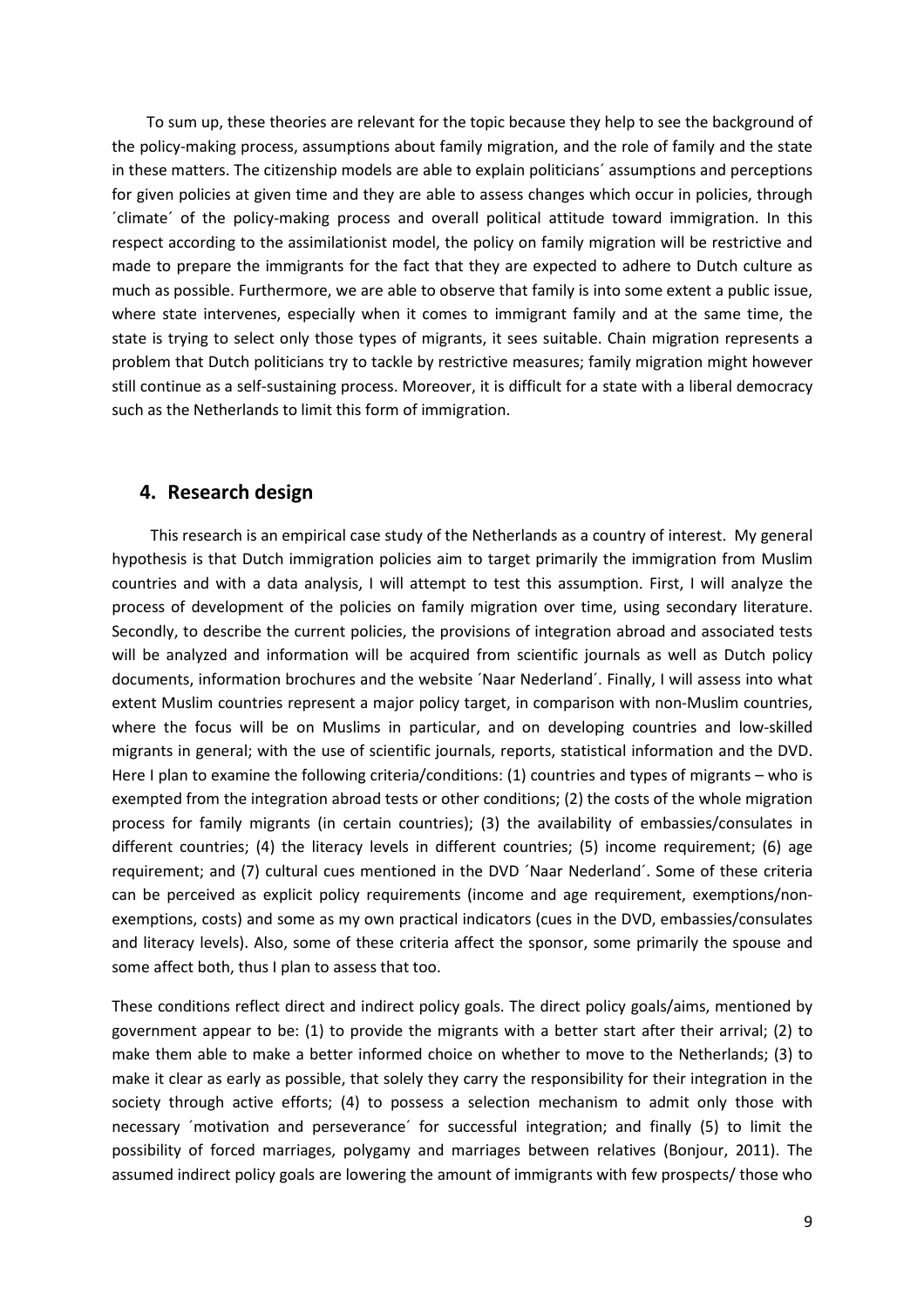To sum up, these theories are relevant for the topic because they help to see the background of the policy-making process, assumptions about family migration, and the role of family and the state in these matters. The citizenship models are able to explain politicians´ assumptions and perceptions for given policies at given time and they are able to assess changes which occur in policies, through ´climate´ of the policy-making process and overall political attitude toward immigration. In this respect according to the assimilationist model, the policy on family migration will be restrictive and made to prepare the immigrants for the fact that they are expected to adhere to Dutch culture as much as possible. Furthermore, we are able to observe that family is into some extent a public issue, where state intervenes, especially when it comes to immigrant family and at the same time, the state is trying to select only those types of migrants, it sees suitable. Chain migration represents a problem that Dutch politicians try to tackle by restrictive measures; family migration might however still continue as a self-sustaining process. Moreover, it is difficult for a state with a liberal democracy such as the Netherlands to limit this form of immigration.

## 4. Research design

This research is an empirical case study of the Netherlands as a country of interest. My general hypothesis is that Dutch immigration policies aim to target primarily the immigration from Muslim countries and with a data analysis, I will attempt to test this assumption. First, I will analyze the process of development of the policies on family migration over time, using secondary literature. Secondly, to describe the current policies, the provisions of integration abroad and associated tests will be analyzed and information will be acquired from scientific journals as well as Dutch policy documents, information brochures and the website ´Naar Nederland´. Finally, I will assess into what extent Muslim countries represent a major policy target, in comparison with non-Muslim countries, where the focus will be on Muslims in particular, and on developing countries and low-skilled migrants in general; with the use of scientific journals, reports, statistical information and the DVD. Here I plan to examine the following criteria/conditions: (1) countries and types of migrants – who is exempted from the integration abroad tests or other conditions; (2) the costs of the whole migration process for family migrants (in certain countries); (3) the availability of embassies/consulates in different countries; (4) the literacy levels in different countries; (5) income requirement; (6) age requirement; and (7) cultural cues mentioned in the DVD ´Naar Nederland´. Some of these criteria can be perceived as explicit policy requirements (income and age requirement, exemptions/non-exemptions, costs) and some as my own practical indicators (cues in the DVD, embassies/consulates and literacy levels). Also, some of these criteria affect the sponsor, some primarily the spouse and some affect both, thus I plan to assess that too.

These conditions reflect direct and indirect policy goals. The direct policy goals/aims, mentioned by government appear to be: (1) to provide the migrants with a better start after their arrival; (2) to make them able to make a better informed choice on whether to move to the Netherlands; (3) to make it clear as early as possible, that solely they carry the responsibility for their integration in the society through active efforts; (4) to possess a selection mechanism to admit only those with necessary ´motivation and perseverance´ for successful integration; and finally (5) to limit the possibility of forced marriages, polygamy and marriages between relatives (Bonjour, 2011). The assumed indirect policy goals are lowering the amount of immigrants with few prospects/ those who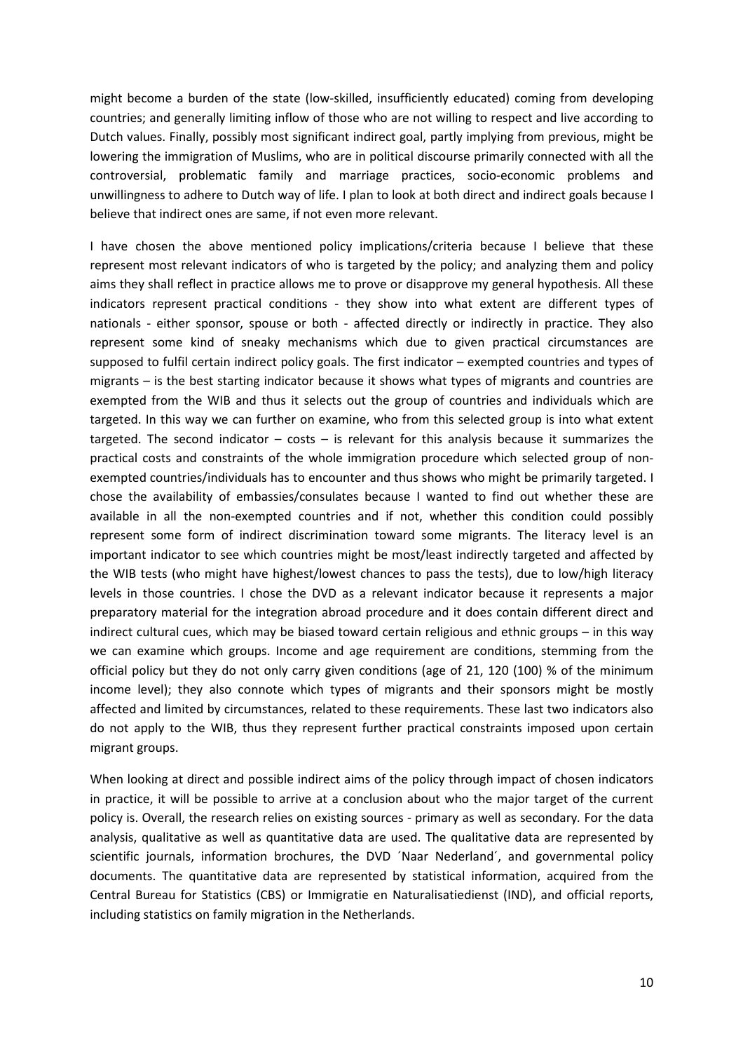might become a burden of the state (low-skilled, insufficiently educated) coming from developing countries; and generally limiting inflow of those who are not willing to respect and live according to Dutch values. Finally, possibly most significant indirect goal, partly implying from previous, might be lowering the immigration of Muslims, who are in political discourse primarily connected with all the controversial, problematic family and marriage practices, socio-economic problems and unwillingness to adhere to Dutch way of life. I plan to look at both direct and indirect goals because I believe that indirect ones are same, if not even more relevant.

I have chosen the above mentioned policy implications/criteria because I believe that these represent most relevant indicators of who is targeted by the policy; and analyzing them and policy aims they shall reflect in practice allows me to prove or disapprove my general hypothesis. All these indicators represent practical conditions - they show into what extent are different types of nationals - either sponsor, spouse or both - affected directly or indirectly in practice. They also represent some kind of sneaky mechanisms which due to given practical circumstances are supposed to fulfil certain indirect policy goals. The first indicator – exempted countries and types of migrants – is the best starting indicator because it shows what types of migrants and countries are exempted from the WIB and thus it selects out the group of countries and individuals which are targeted. In this way we can further on examine, who from this selected group is into what extent targeted. The second indicator – costs – is relevant for this analysis because it summarizes the practical costs and constraints of the whole immigration procedure which selected group of non-exempted countries/individuals has to encounter and thus shows who might be primarily targeted. I chose the availability of embassies/consulates because I wanted to find out whether these are available in all the non-exempted countries and if not, whether this condition could possibly represent some form of indirect discrimination toward some migrants. The literacy level is an important indicator to see which countries might be most/least indirectly targeted and affected by the WIB tests (who might have highest/lowest chances to pass the tests), due to low/high literacy levels in those countries. I chose the DVD as a relevant indicator because it represents a major preparatory material for the integration abroad procedure and it does contain different direct and indirect cultural cues, which may be biased toward certain religious and ethnic groups – in this way we can examine which groups. Income and age requirement are conditions, stemming from the official policy but they do not only carry given conditions (age of 21, 120 (100) % of the minimum income level); they also connote which types of migrants and their sponsors might be mostly affected and limited by circumstances, related to these requirements. These last two indicators also do not apply to the WIB, thus they represent further practical constraints imposed upon certain migrant groups.

When looking at direct and possible indirect aims of the policy through impact of chosen indicators in practice, it will be possible to arrive at a conclusion about who the major target of the current policy is. Overall, the research relies on existing sources - primary as well as secondary. For the data analysis, qualitative as well as quantitative data are used. The qualitative data are represented by scientific journals, information brochures, the DVD ´Naar Nederland´, and governmental policy documents. The quantitative data are represented by statistical information, acquired from the Central Bureau for Statistics (CBS) or Immigratie en Naturalisatiedienst (IND), and official reports, including statistics on family migration in the Netherlands.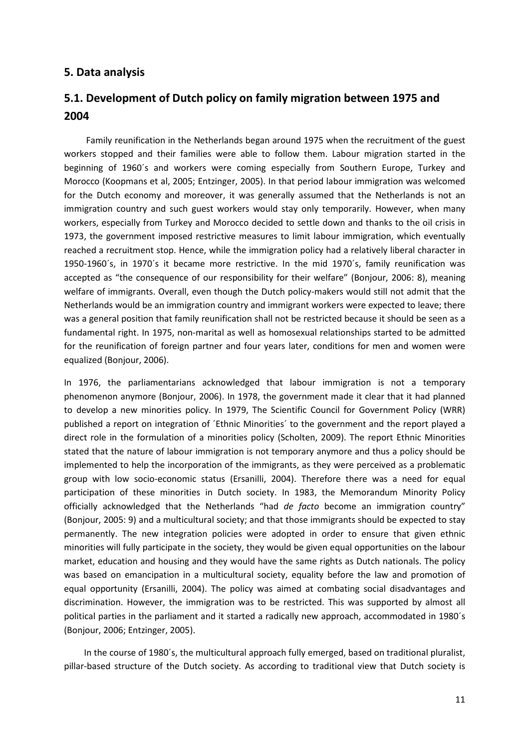## 5. Data analysis

## 5.1. Development of Dutch policy on family migration between 1975 and 2004

Family reunification in the Netherlands began around 1975 when the recruitment of the guest workers stopped and their families were able to follow them. Labour migration started in the beginning of 1960´s and workers were coming especially from Southern Europe, Turkey and Morocco (Koopmans et al, 2005; Entzinger, 2005). In that period labour immigration was welcomed for the Dutch economy and moreover, it was generally assumed that the Netherlands is not an immigration country and such guest workers would stay only temporarily. However, when many workers, especially from Turkey and Morocco decided to settle down and thanks to the oil crisis in 1973, the government imposed restrictive measures to limit labour immigration, which eventually reached a recruitment stop. Hence, while the immigration policy had a relatively liberal character in 1950-1960´s, in 1970´s it became more restrictive. In the mid 1970´s, family reunification was accepted as "the consequence of our responsibility for their welfare" (Bonjour, 2006: 8), meaning welfare of immigrants. Overall, even though the Dutch policy-makers would still not admit that the Netherlands would be an immigration country and immigrant workers were expected to leave; there was a general position that family reunification shall not be restricted because it should be seen as a fundamental right. In 1975, non-marital as well as homosexual relationships started to be admitted for the reunification of foreign partner and four years later, conditions for men and women were equalized (Bonjour, 2006).

In 1976, the parliamentarians acknowledged that labour immigration is not a temporary phenomenon anymore (Bonjour, 2006). In 1978, the government made it clear that it had planned to develop a new minorities policy. In 1979, The Scientific Council for Government Policy (WRR) published a report on integration of ´Ethnic Minorities´ to the government and the report played a direct role in the formulation of a minorities policy (Scholten, 2009). The report Ethnic Minorities stated that the nature of labour immigration is not temporary anymore and thus a policy should be implemented to help the incorporation of the immigrants, as they were perceived as a problematic group with low socio-economic status (Ersanilli, 2004). Therefore there was a need for equal participation of these minorities in Dutch society. In 1983, the Memorandum Minority Policy officially acknowledged that the Netherlands "had *de facto* become an immigration country" (Bonjour, 2005: 9) and a multicultural society; and that those immigrants should be expected to stay permanently. The new integration policies were adopted in order to ensure that given ethnic minorities will fully participate in the society, they would be given equal opportunities on the labour market, education and housing and they would have the same rights as Dutch nationals. The policy was based on emancipation in a multicultural society, equality before the law and promotion of equal opportunity (Ersanilli, 2004). The policy was aimed at combating social disadvantages and discrimination. However, the immigration was to be restricted. This was supported by almost all political parties in the parliament and it started a radically new approach, accommodated in 1980´s (Bonjour, 2006; Entzinger, 2005).

In the course of 1980´s, the multicultural approach fully emerged, based on traditional pluralist, pillar-based structure of the Dutch society. As according to traditional view that Dutch society is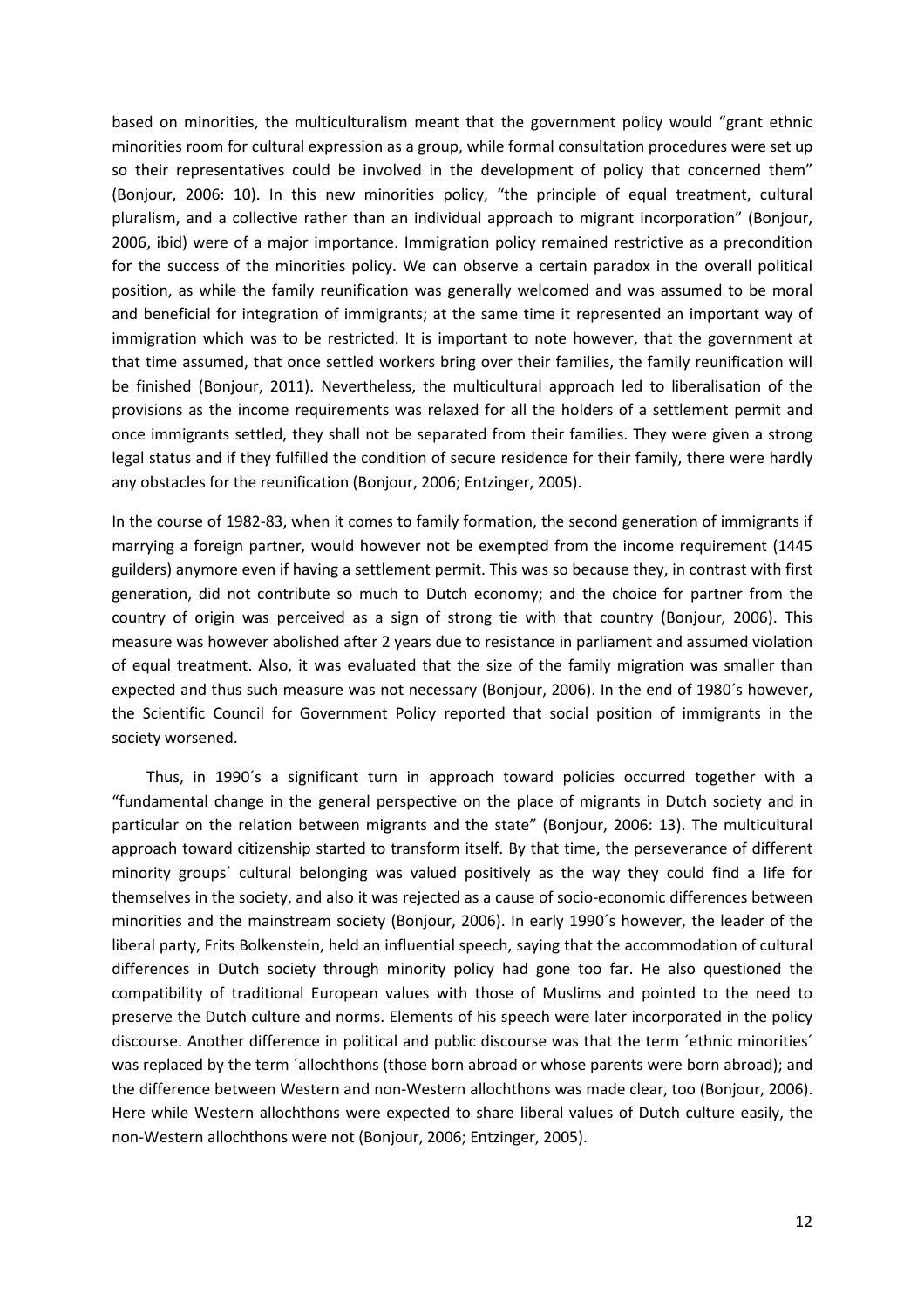based on minorities, the multiculturalism meant that the government policy would "grant ethnic minorities room for cultural expression as a group, while formal consultation procedures were set up so their representatives could be involved in the development of policy that concerned them" (Bonjour, 2006: 10). In this new minorities policy, "the principle of equal treatment, cultural pluralism, and a collective rather than an individual approach to migrant incorporation" (Bonjour, 2006, ibid) were of a major importance. Immigration policy remained restrictive as a precondition for the success of the minorities policy. We can observe a certain paradox in the overall political position, as while the family reunification was generally welcomed and was assumed to be moral and beneficial for integration of immigrants; at the same time it represented an important way of immigration which was to be restricted. It is important to note however, that the government at that time assumed, that once settled workers bring over their families, the family reunification will be finished (Bonjour, 2011). Nevertheless, the multicultural approach led to liberalisation of the provisions as the income requirements was relaxed for all the holders of a settlement permit and once immigrants settled, they shall not be separated from their families. They were given a strong legal status and if they fulfilled the condition of secure residence for their family, there were hardly any obstacles for the reunification (Bonjour, 2006; Entzinger, 2005).

In the course of 1982-83, when it comes to family formation, the second generation of immigrants if marrying a foreign partner, would however not be exempted from the income requirement (1445 guilders) anymore even if having a settlement permit. This was so because they, in contrast with first generation, did not contribute so much to Dutch economy; and the choice for partner from the country of origin was perceived as a sign of strong tie with that country (Bonjour, 2006). This measure was however abolished after 2 years due to resistance in parliament and assumed violation of equal treatment. Also, it was evaluated that the size of the family migration was smaller than expected and thus such measure was not necessary (Bonjour, 2006). In the end of 1980´s however, the Scientific Council for Government Policy reported that social position of immigrants in the society worsened.

Thus, in 1990´s a significant turn in approach toward policies occurred together with a "fundamental change in the general perspective on the place of migrants in Dutch society and in particular on the relation between migrants and the state" (Bonjour, 2006: 13). The multicultural approach toward citizenship started to transform itself. By that time, the perseverance of different minority groups´ cultural belonging was valued positively as the way they could find a life for themselves in the society, and also it was rejected as a cause of socio-economic differences between minorities and the mainstream society (Bonjour, 2006). In early 1990´s however, the leader of the liberal party, Frits Bolkenstein, held an influential speech, saying that the accommodation of cultural differences in Dutch society through minority policy had gone too far. He also questioned the compatibility of traditional European values with those of Muslims and pointed to the need to preserve the Dutch culture and norms. Elements of his speech were later incorporated in the policy discourse. Another difference in political and public discourse was that the term ´ethnic minorities´ was replaced by the term ´allochthons (those born abroad or whose parents were born abroad); and the difference between Western and non-Western allochthons was made clear, too (Bonjour, 2006). Here while Western allochthons were expected to share liberal values of Dutch culture easily, the non-Western allochthons were not (Bonjour, 2006; Entzinger, 2005).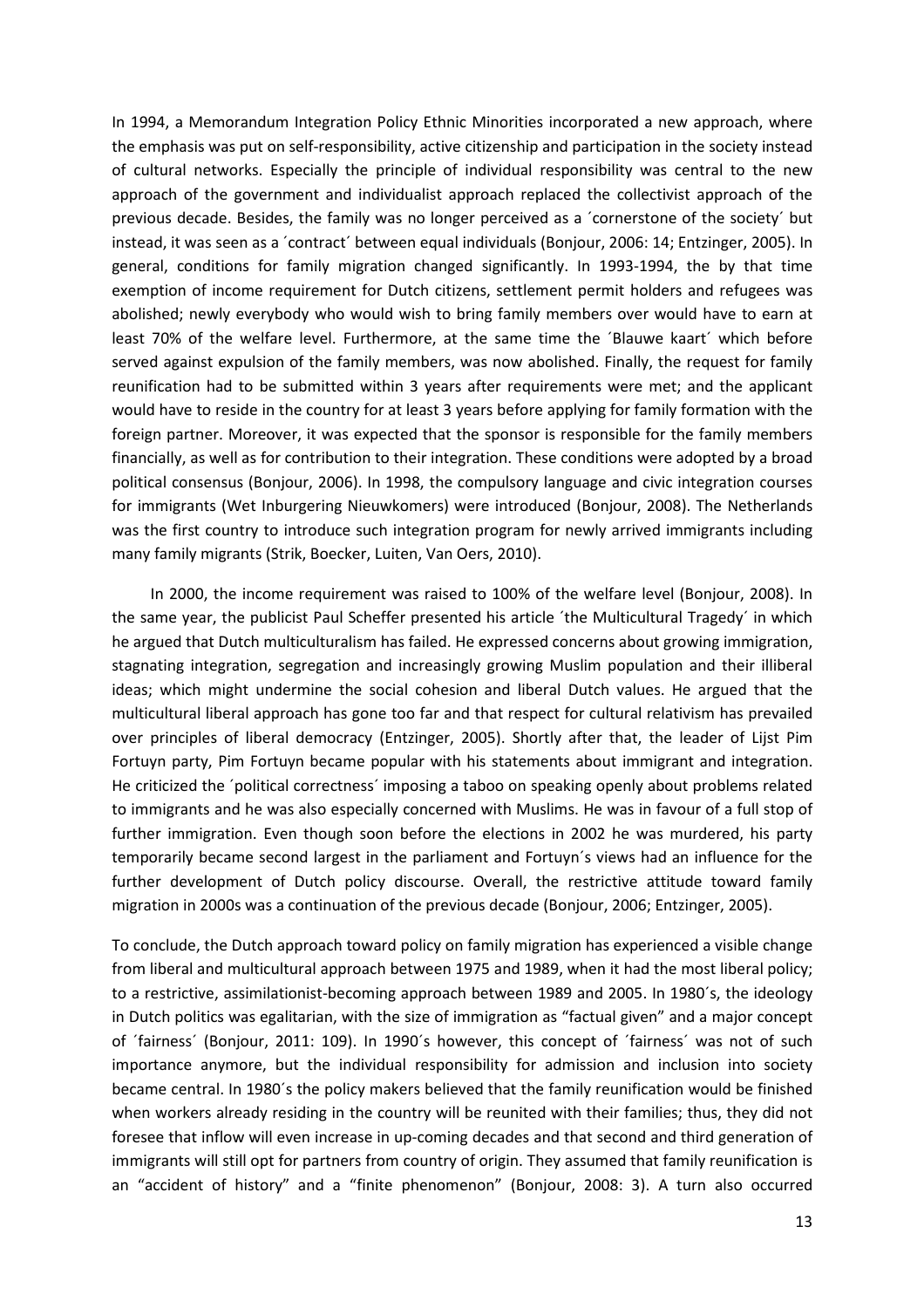In 1994, a Memorandum Integration Policy Ethnic Minorities incorporated a new approach, where the emphasis was put on self-responsibility, active citizenship and participation in the society instead of cultural networks. Especially the principle of individual responsibility was central to the new approach of the government and individualist approach replaced the collectivist approach of the previous decade. Besides, the family was no longer perceived as a ´cornerstone of the society´ but instead, it was seen as a ´contract´ between equal individuals (Bonjour, 2006: 14; Entzinger, 2005). In general, conditions for family migration changed significantly. In 1993-1994, the by that time exemption of income requirement for Dutch citizens, settlement permit holders and refugees was abolished; newly everybody who would wish to bring family members over would have to earn at least 70% of the welfare level. Furthermore, at the same time the ´Blauwe kaart´ which before served against expulsion of the family members, was now abolished. Finally, the request for family reunification had to be submitted within 3 years after requirements were met; and the applicant would have to reside in the country for at least 3 years before applying for family formation with the foreign partner. Moreover, it was expected that the sponsor is responsible for the family members financially, as well as for contribution to their integration. These conditions were adopted by a broad political consensus (Bonjour, 2006). In 1998, the compulsory language and civic integration courses for immigrants (Wet Inburgering Nieuwkomers) were introduced (Bonjour, 2008). The Netherlands was the first country to introduce such integration program for newly arrived immigrants including many family migrants (Strik, Boecker, Luiten, Van Oers, 2010).

In 2000, the income requirement was raised to 100% of the welfare level (Bonjour, 2008). In the same year, the publicist Paul Scheffer presented his article ´the Multicultural Tragedy´ in which he argued that Dutch multiculturalism has failed. He expressed concerns about growing immigration, stagnating integration, segregation and increasingly growing Muslim population and their illiberal ideas; which might undermine the social cohesion and liberal Dutch values. He argued that the multicultural liberal approach has gone too far and that respect for cultural relativism has prevailed over principles of liberal democracy (Entzinger, 2005). Shortly after that, the leader of Lijst Pim Fortuyn party, Pim Fortuyn became popular with his statements about immigrant and integration. He criticized the ´political correctness´ imposing a taboo on speaking openly about problems related to immigrants and he was also especially concerned with Muslims. He was in favour of a full stop of further immigration. Even though soon before the elections in 2002 he was murdered, his party temporarily became second largest in the parliament and Fortuyn´s views had an influence for the further development of Dutch policy discourse. Overall, the restrictive attitude toward family migration in 2000s was a continuation of the previous decade (Bonjour, 2006; Entzinger, 2005).

To conclude, the Dutch approach toward policy on family migration has experienced a visible change from liberal and multicultural approach between 1975 and 1989, when it had the most liberal policy; to a restrictive, assimilationist-becoming approach between 1989 and 2005. In 1980´s, the ideology in Dutch politics was egalitarian, with the size of immigration as "factual given" and a major concept of ´fairness´ (Bonjour, 2011: 109). In 1990´s however, this concept of ´fairness´ was not of such importance anymore, but the individual responsibility for admission and inclusion into society became central. In 1980´s the policy makers believed that the family reunification would be finished when workers already residing in the country will be reunited with their families; thus, they did not foresee that inflow will even increase in up-coming decades and that second and third generation of immigrants will still opt for partners from country of origin. They assumed that family reunification is an "accident of history" and a "finite phenomenon" (Bonjour, 2008: 3). A turn also occurred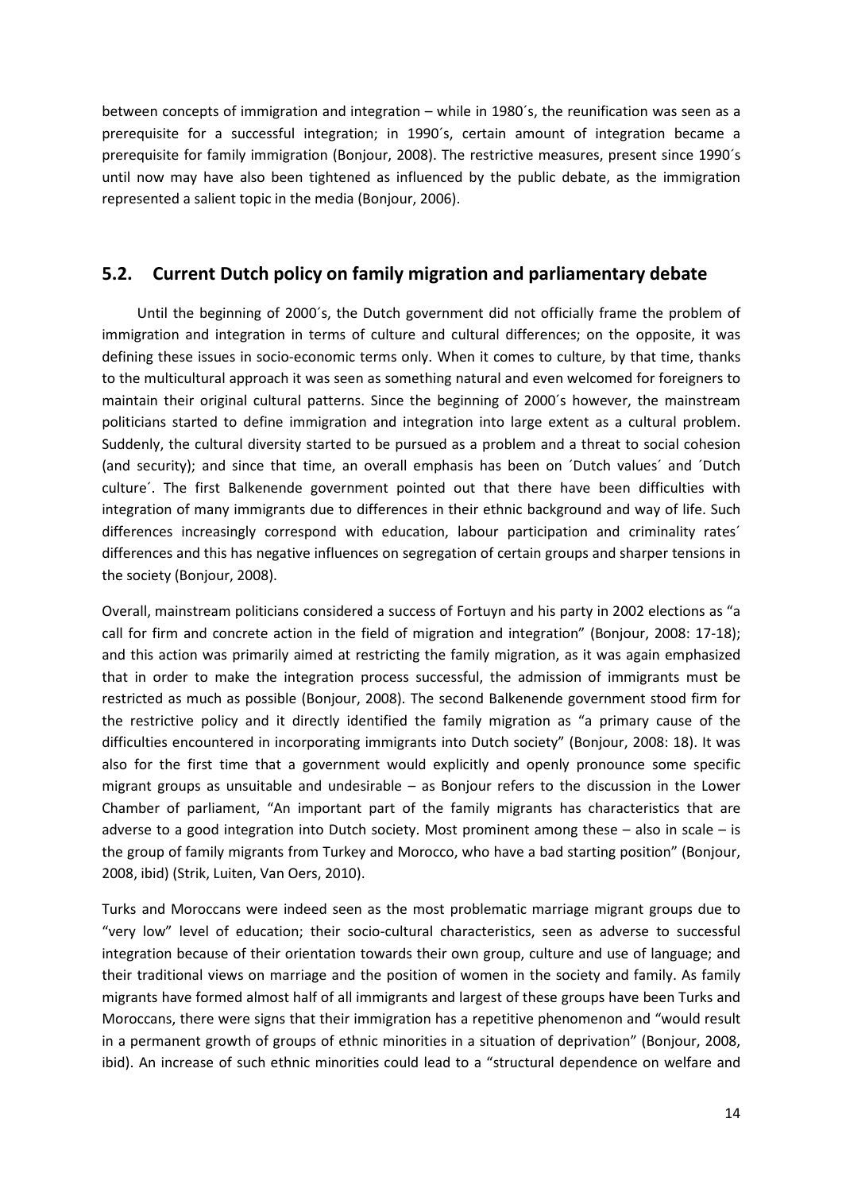between concepts of immigration and integration – while in 1980´s, the reunification was seen as a prerequisite for a successful integration; in 1990´s, certain amount of integration became a prerequisite for family immigration (Bonjour, 2008). The restrictive measures, present since 1990´s until now may have also been tightened as influenced by the public debate, as the immigration represented a salient topic in the media (Bonjour, 2006).

## 5.2. Current Dutch policy on family migration and parliamentary debate

Until the beginning of 2000´s, the Dutch government did not officially frame the problem of immigration and integration in terms of culture and cultural differences; on the opposite, it was defining these issues in socio-economic terms only. When it comes to culture, by that time, thanks to the multicultural approach it was seen as something natural and even welcomed for foreigners to maintain their original cultural patterns. Since the beginning of 2000´s however, the mainstream politicians started to define immigration and integration into large extent as a cultural problem. Suddenly, the cultural diversity started to be pursued as a problem and a threat to social cohesion (and security); and since that time, an overall emphasis has been on ´Dutch values´ and ´Dutch culture´. The first Balkenende government pointed out that there have been difficulties with integration of many immigrants due to differences in their ethnic background and way of life. Such differences increasingly correspond with education, labour participation and criminality rates´ differences and this has negative influences on segregation of certain groups and sharper tensions in the society (Bonjour, 2008).

Overall, mainstream politicians considered a success of Fortuyn and his party in 2002 elections as "a call for firm and concrete action in the field of migration and integration" (Bonjour, 2008: 17-18); and this action was primarily aimed at restricting the family migration, as it was again emphasized that in order to make the integration process successful, the admission of immigrants must be restricted as much as possible (Bonjour, 2008). The second Balkenende government stood firm for the restrictive policy and it directly identified the family migration as "a primary cause of the difficulties encountered in incorporating immigrants into Dutch society" (Bonjour, 2008: 18). It was also for the first time that a government would explicitly and openly pronounce some specific migrant groups as unsuitable and undesirable – as Bonjour refers to the discussion in the Lower Chamber of parliament, "An important part of the family migrants has characteristics that are adverse to a good integration into Dutch society. Most prominent among these – also in scale – is the group of family migrants from Turkey and Morocco, who have a bad starting position" (Bonjour, 2008, ibid) (Strik, Luiten, Van Oers, 2010).

Turks and Moroccans were indeed seen as the most problematic marriage migrant groups due to "very low" level of education; their socio-cultural characteristics, seen as adverse to successful integration because of their orientation towards their own group, culture and use of language; and their traditional views on marriage and the position of women in the society and family. As family migrants have formed almost half of all immigrants and largest of these groups have been Turks and Moroccans, there were signs that their immigration has a repetitive phenomenon and "would result in a permanent growth of groups of ethnic minorities in a situation of deprivation" (Bonjour, 2008, ibid). An increase of such ethnic minorities could lead to a "structural dependence on welfare and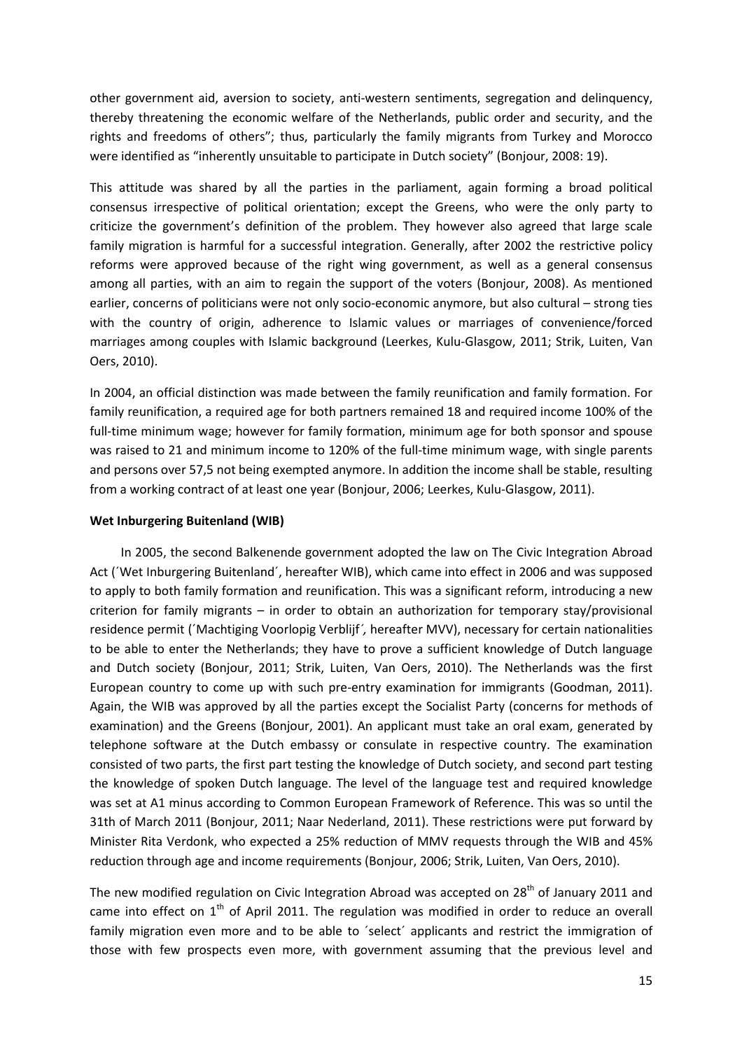other government aid, aversion to society, anti-western sentiments, segregation and delinquency, thereby threatening the economic welfare of the Netherlands, public order and security, and the rights and freedoms of others"; thus, particularly the family migrants from Turkey and Morocco were identified as "inherently unsuitable to participate in Dutch society" (Bonjour, 2008: 19).

This attitude was shared by all the parties in the parliament, again forming a broad political consensus irrespective of political orientation; except the Greens, who were the only party to criticize the government's definition of the problem. They however also agreed that large scale family migration is harmful for a successful integration. Generally, after 2002 the restrictive policy reforms were approved because of the right wing government, as well as a general consensus among all parties, with an aim to regain the support of the voters (Bonjour, 2008). As mentioned earlier, concerns of politicians were not only socio-economic anymore, but also cultural – strong ties with the country of origin, adherence to Islamic values or marriages of convenience/forced marriages among couples with Islamic background (Leerkes, Kulu-Glasgow, 2011; Strik, Luiten, Van Oers, 2010).

In 2004, an official distinction was made between the family reunification and family formation. For family reunification, a required age for both partners remained 18 and required income 100% of the full-time minimum wage; however for family formation, minimum age for both sponsor and spouse was raised to 21 and minimum income to 120% of the full-time minimum wage, with single parents and persons over 57,5 not being exempted anymore. In addition the income shall be stable, resulting from a working contract of at least one year (Bonjour, 2006; Leerkes, Kulu-Glasgow, 2011).

**Wet Inburgering Buitenland (WIB)**

In 2005, the second Balkenende government adopted the law on The Civic Integration Abroad Act (´Wet Inburgering Buitenland´, hereafter WIB), which came into effect in 2006 and was supposed to apply to both family formation and reunification. This was a significant reform, introducing a new criterion for family migrants – in order to obtain an authorization for temporary stay/provisional residence permit (´Machtiging Voorlopig Verblijf´, hereafter MVV), necessary for certain nationalities to be able to enter the Netherlands; they have to prove a sufficient knowledge of Dutch language and Dutch society (Bonjour, 2011; Strik, Luiten, Van Oers, 2010). The Netherlands was the first European country to come up with such pre-entry examination for immigrants (Goodman, 2011). Again, the WIB was approved by all the parties except the Socialist Party (concerns for methods of examination) and the Greens (Bonjour, 2001). An applicant must take an oral exam, generated by telephone software at the Dutch embassy or consulate in respective country. The examination consisted of two parts, the first part testing the knowledge of Dutch society, and second part testing the knowledge of spoken Dutch language. The level of the language test and required knowledge was set at A1 minus according to Common European Framework of Reference. This was so until the 31th of March 2011 (Bonjour, 2011; Naar Nederland, 2011). These restrictions were put forward by Minister Rita Verdonk, who expected a 25% reduction of MMV requests through the WIB and 45% reduction through age and income requirements (Bonjour, 2006; Strik, Luiten, Van Oers, 2010).

The new modified regulation on Civic Integration Abroad was accepted on 28th of January 2011 and came into effect on 1st of April 2011. The regulation was modified in order to reduce an overall family migration even more and to be able to ´select´ applicants and restrict the immigration of those with few prospects even more, with government assuming that the previous level and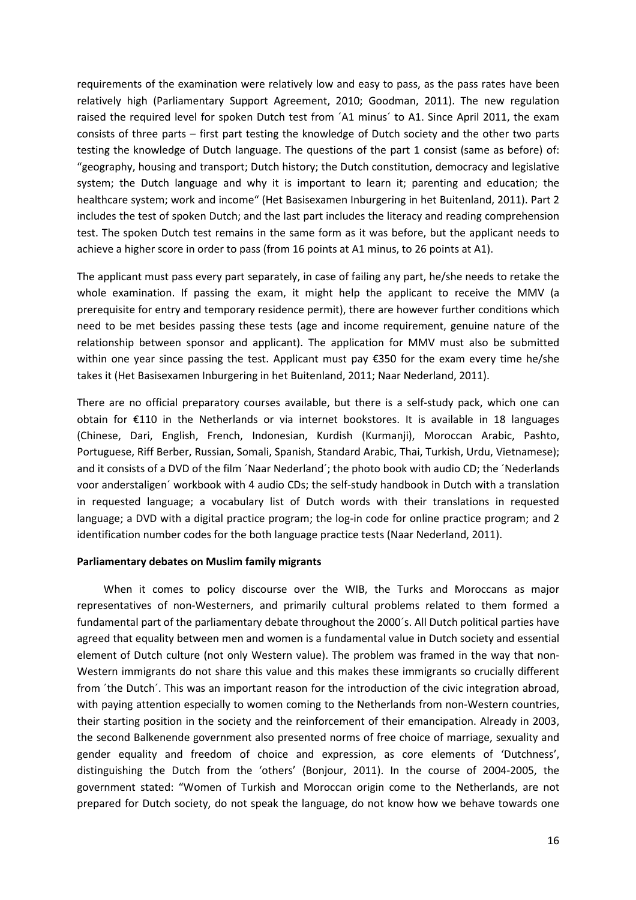requirements of the examination were relatively low and easy to pass, as the pass rates have been relatively high (Parliamentary Support Agreement, 2010; Goodman, 2011). The new regulation raised the required level for spoken Dutch test from ´A1 minus´ to A1. Since April 2011, the exam consists of three parts – first part testing the knowledge of Dutch society and the other two parts testing the knowledge of Dutch language. The questions of the part 1 consist (same as before) of: "geography, housing and transport; Dutch history; the Dutch constitution, democracy and legislative system; the Dutch language and why it is important to learn it; parenting and education; the healthcare system; work and income" (Het Basisexamen Inburgering in het Buitenland, 2011). Part 2 includes the test of spoken Dutch; and the last part includes the literacy and reading comprehension test. The spoken Dutch test remains in the same form as it was before, but the applicant needs to achieve a higher score in order to pass (from 16 points at A1 minus, to 26 points at A1).

The applicant must pass every part separately, in case of failing any part, he/she needs to retake the whole examination. If passing the exam, it might help the applicant to receive the MMV (a prerequisite for entry and temporary residence permit), there are however further conditions which need to be met besides passing these tests (age and income requirement, genuine nature of the relationship between sponsor and applicant). The application for MMV must also be submitted within one year since passing the test. Applicant must pay €350 for the exam every time he/she takes it (Het Basisexamen Inburgering in het Buitenland, 2011; Naar Nederland, 2011).

There are no official preparatory courses available, but there is a self-study pack, which one can obtain for €110 in the Netherlands or via internet bookstores. It is available in 18 languages (Chinese, Dari, English, French, Indonesian, Kurdish (Kurmanji), Moroccan Arabic, Pashto, Portuguese, Riff Berber, Russian, Somali, Spanish, Standard Arabic, Thai, Turkish, Urdu, Vietnamese); and it consists of a DVD of the film ´Naar Nederland´; the photo book with audio CD; the ´Nederlands voor anderstaligen´ workbook with 4 audio CDs; the self-study handbook in Dutch with a translation in requested language; a vocabulary list of Dutch words with their translations in requested language; a DVD with a digital practice program; the log-in code for online practice program; and 2 identification number codes for the both language practice tests (Naar Nederland, 2011).

**Parliamentary debates on Muslim family migrants**

When it comes to policy discourse over the WIB, the Turks and Moroccans as major representatives of non-Westerners, and primarily cultural problems related to them formed a fundamental part of the parliamentary debate throughout the 2000´s. All Dutch political parties have agreed that equality between men and women is a fundamental value in Dutch society and essential element of Dutch culture (not only Western value). The problem was framed in the way that non-Western immigrants do not share this value and this makes these immigrants so crucially different from ´the Dutch´. This was an important reason for the introduction of the civic integration abroad, with paying attention especially to women coming to the Netherlands from non-Western countries, their starting position in the society and the reinforcement of their emancipation. Already in 2003, the second Balkenende government also presented norms of free choice of marriage, sexuality and gender equality and freedom of choice and expression, as core elements of 'Dutchness', distinguishing the Dutch from the 'others' (Bonjour, 2011). In the course of 2004-2005, the government stated: "Women of Turkish and Moroccan origin come to the Netherlands, are not prepared for Dutch society, do not speak the language, do not know how we behave towards one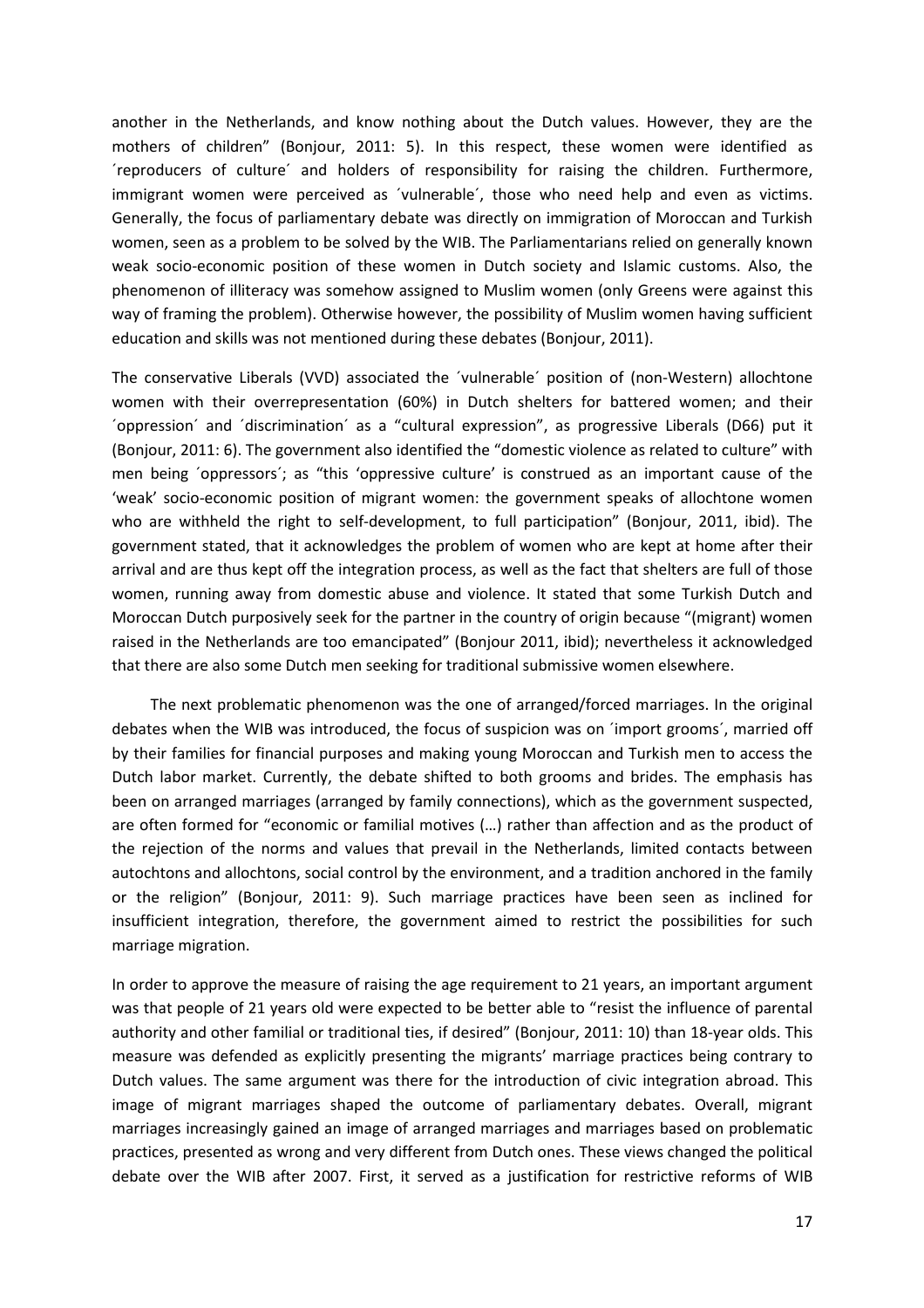another in the Netherlands, and know nothing about the Dutch values. However, they are the mothers of children" (Bonjour, 2011: 5). In this respect, these women were identified as ´reproducers of culture´ and holders of responsibility for raising the children. Furthermore, immigrant women were perceived as ´vulnerable´, those who need help and even as victims. Generally, the focus of parliamentary debate was directly on immigration of Moroccan and Turkish women, seen as a problem to be solved by the WIB. The Parliamentarians relied on generally known weak socio-economic position of these women in Dutch society and Islamic customs. Also, the phenomenon of illiteracy was somehow assigned to Muslim women (only Greens were against this way of framing the problem). Otherwise however, the possibility of Muslim women having sufficient education and skills was not mentioned during these debates (Bonjour, 2011).

The conservative Liberals (VVD) associated the ´vulnerable´ position of (non-Western) allochtone women with their overrepresentation (60%) in Dutch shelters for battered women; and their ´oppression´ and ´discrimination´ as a "cultural expression", as progressive Liberals (D66) put it (Bonjour, 2011: 6). The government also identified the "domestic violence as related to culture" with men being ´oppressors´; as "this 'oppressive culture' is construed as an important cause of the 'weak' socio-economic position of migrant women: the government speaks of allochtone women who are withheld the right to self-development, to full participation" (Bonjour, 2011, ibid). The government stated, that it acknowledges the problem of women who are kept at home after their arrival and are thus kept off the integration process, as well as the fact that shelters are full of those women, running away from domestic abuse and violence. It stated that some Turkish Dutch and Moroccan Dutch purposively seek for the partner in the country of origin because "(migrant) women raised in the Netherlands are too emancipated" (Bonjour 2011, ibid); nevertheless it acknowledged that there are also some Dutch men seeking for traditional submissive women elsewhere.

The next problematic phenomenon was the one of arranged/forced marriages. In the original debates when the WIB was introduced, the focus of suspicion was on ´import grooms´, married off by their families for financial purposes and making young Moroccan and Turkish men to access the Dutch labor market. Currently, the debate shifted to both grooms and brides. The emphasis has been on arranged marriages (arranged by family connections), which as the government suspected, are often formed for "economic or familial motives (…) rather than affection and as the product of the rejection of the norms and values that prevail in the Netherlands, limited contacts between autochtons and allochtons, social control by the environment, and a tradition anchored in the family or the religion" (Bonjour, 2011: 9). Such marriage practices have been seen as inclined for insufficient integration, therefore, the government aimed to restrict the possibilities for such marriage migration.

In order to approve the measure of raising the age requirement to 21 years, an important argument was that people of 21 years old were expected to be better able to "resist the influence of parental authority and other familial or traditional ties, if desired" (Bonjour, 2011: 10) than 18-year olds. This measure was defended as explicitly presenting the migrants' marriage practices being contrary to Dutch values. The same argument was there for the introduction of civic integration abroad. This image of migrant marriages shaped the outcome of parliamentary debates. Overall, migrant marriages increasingly gained an image of arranged marriages and marriages based on problematic practices, presented as wrong and very different from Dutch ones. These views changed the political debate over the WIB after 2007. First, it served as a justification for restrictive reforms of WIB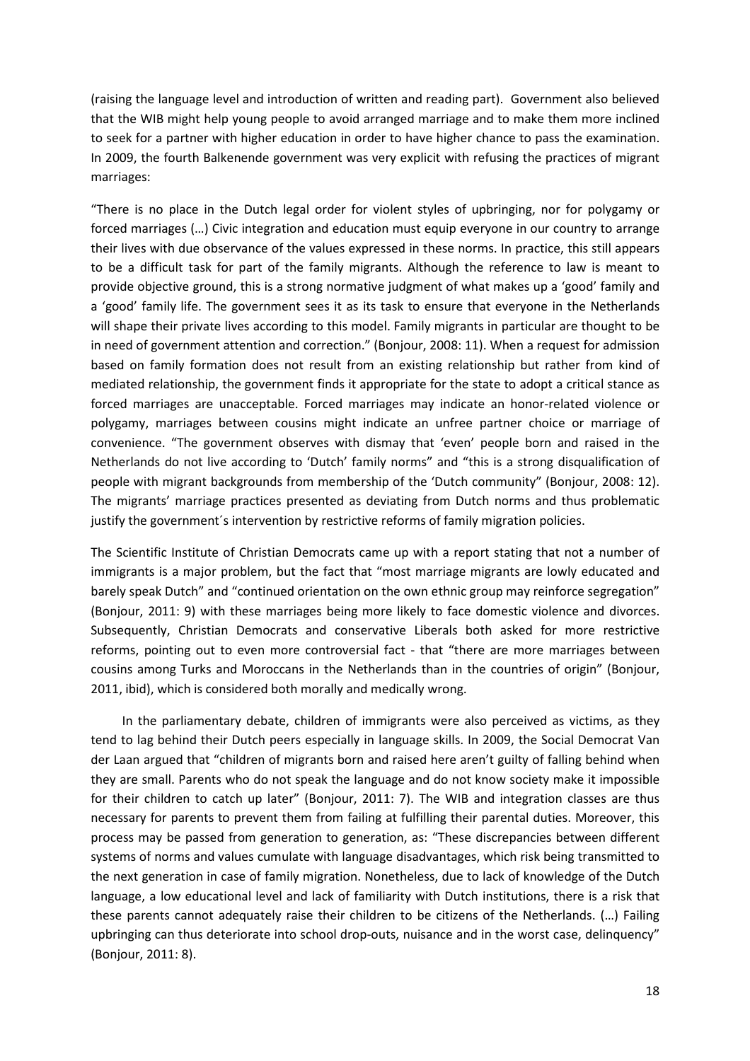(raising the language level and introduction of written and reading part). Government also believed that the WIB might help young people to avoid arranged marriage and to make them more inclined to seek for a partner with higher education in order to have higher chance to pass the examination. In 2009, the fourth Balkenende government was very explicit with refusing the practices of migrant marriages:

"There is no place in the Dutch legal order for violent styles of upbringing, nor for polygamy or forced marriages (…) Civic integration and education must equip everyone in our country to arrange their lives with due observance of the values expressed in these norms. In practice, this still appears to be a difficult task for part of the family migrants. Although the reference to law is meant to provide objective ground, this is a strong normative judgment of what makes up a 'good' family and a 'good' family life. The government sees it as its task to ensure that everyone in the Netherlands will shape their private lives according to this model. Family migrants in particular are thought to be in need of government attention and correction." (Bonjour, 2008: 11). When a request for admission based on family formation does not result from an existing relationship but rather from kind of mediated relationship, the government finds it appropriate for the state to adopt a critical stance as forced marriages are unacceptable. Forced marriages may indicate an honor-related violence or polygamy, marriages between cousins might indicate an unfree partner choice or marriage of convenience. "The government observes with dismay that 'even' people born and raised in the Netherlands do not live according to 'Dutch' family norms" and "this is a strong disqualification of people with migrant backgrounds from membership of the 'Dutch community" (Bonjour, 2008: 12). The migrants' marriage practices presented as deviating from Dutch norms and thus problematic justify the government´s intervention by restrictive reforms of family migration policies.

The Scientific Institute of Christian Democrats came up with a report stating that not a number of immigrants is a major problem, but the fact that "most marriage migrants are lowly educated and barely speak Dutch" and "continued orientation on the own ethnic group may reinforce segregation" (Bonjour, 2011: 9) with these marriages being more likely to face domestic violence and divorces. Subsequently, Christian Democrats and conservative Liberals both asked for more restrictive reforms, pointing out to even more controversial fact - that "there are more marriages between cousins among Turks and Moroccans in the Netherlands than in the countries of origin" (Bonjour, 2011, ibid), which is considered both morally and medically wrong.

In the parliamentary debate, children of immigrants were also perceived as victims, as they tend to lag behind their Dutch peers especially in language skills. In 2009, the Social Democrat Van der Laan argued that "children of migrants born and raised here aren't guilty of falling behind when they are small. Parents who do not speak the language and do not know society make it impossible for their children to catch up later" (Bonjour, 2011: 7). The WIB and integration classes are thus necessary for parents to prevent them from failing at fulfilling their parental duties. Moreover, this process may be passed from generation to generation, as: "These discrepancies between different systems of norms and values cumulate with language disadvantages, which risk being transmitted to the next generation in case of family migration. Nonetheless, due to lack of knowledge of the Dutch language, a low educational level and lack of familiarity with Dutch institutions, there is a risk that these parents cannot adequately raise their children to be citizens of the Netherlands. (…) Failing upbringing can thus deteriorate into school drop-outs, nuisance and in the worst case, delinquency" (Bonjour, 2011: 8).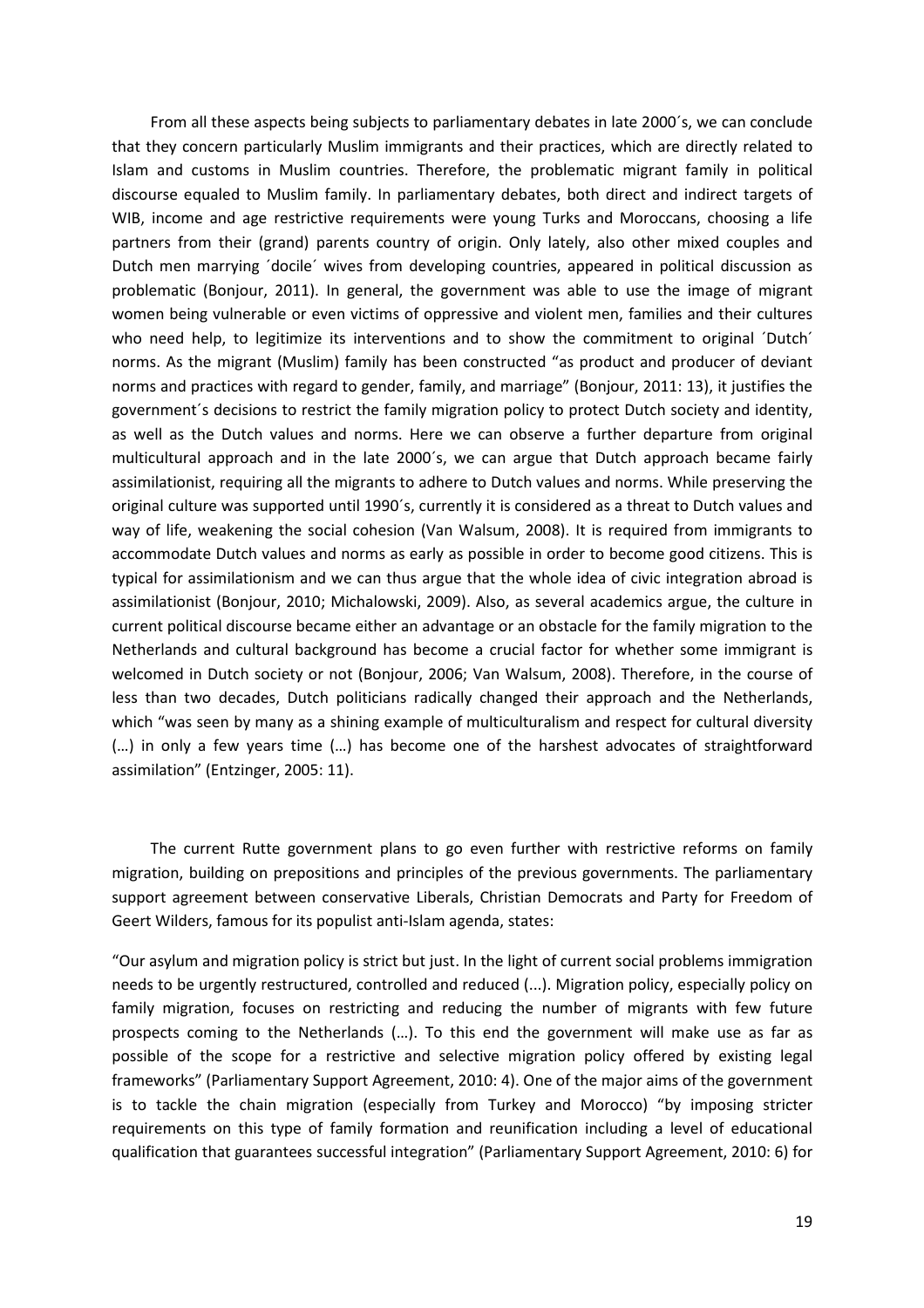From all these aspects being subjects to parliamentary debates in late 2000´s, we can conclude that they concern particularly Muslim immigrants and their practices, which are directly related to Islam and customs in Muslim countries. Therefore, the problematic migrant family in political discourse equaled to Muslim family. In parliamentary debates, both direct and indirect targets of WIB, income and age restrictive requirements were young Turks and Moroccans, choosing a life partners from their (grand) parents country of origin. Only lately, also other mixed couples and Dutch men marrying ´docile´ wives from developing countries, appeared in political discussion as problematic (Bonjour, 2011). In general, the government was able to use the image of migrant women being vulnerable or even victims of oppressive and violent men, families and their cultures who need help, to legitimize its interventions and to show the commitment to original ´Dutch´ norms. As the migrant (Muslim) family has been constructed "as product and producer of deviant norms and practices with regard to gender, family, and marriage" (Bonjour, 2011: 13), it justifies the government´s decisions to restrict the family migration policy to protect Dutch society and identity, as well as the Dutch values and norms. Here we can observe a further departure from original multicultural approach and in the late 2000´s, we can argue that Dutch approach became fairly assimilationist, requiring all the migrants to adhere to Dutch values and norms. While preserving the original culture was supported until 1990´s, currently it is considered as a threat to Dutch values and way of life, weakening the social cohesion (Van Walsum, 2008). It is required from immigrants to accommodate Dutch values and norms as early as possible in order to become good citizens. This is typical for assimilationism and we can thus argue that the whole idea of civic integration abroad is assimilationist (Bonjour, 2010; Michalowski, 2009). Also, as several academics argue, the culture in current political discourse became either an advantage or an obstacle for the family migration to the Netherlands and cultural background has become a crucial factor for whether some immigrant is welcomed in Dutch society or not (Bonjour, 2006; Van Walsum, 2008). Therefore, in the course of less than two decades, Dutch politicians radically changed their approach and the Netherlands, which "was seen by many as a shining example of multiculturalism and respect for cultural diversity (…) in only a few years time (…) has become one of the harshest advocates of straightforward assimilation" (Entzinger, 2005: 11).

The current Rutte government plans to go even further with restrictive reforms on family migration, building on prepositions and principles of the previous governments. The parliamentary support agreement between conservative Liberals, Christian Democrats and Party for Freedom of Geert Wilders, famous for its populist anti-Islam agenda, states:

"Our asylum and migration policy is strict but just. In the light of current social problems immigration needs to be urgently restructured, controlled and reduced (...). Migration policy, especially policy on family migration, focuses on restricting and reducing the number of migrants with few future prospects coming to the Netherlands (…). To this end the government will make use as far as possible of the scope for a restrictive and selective migration policy offered by existing legal frameworks" (Parliamentary Support Agreement, 2010: 4). One of the major aims of the government is to tackle the chain migration (especially from Turkey and Morocco) "by imposing stricter requirements on this type of family formation and reunification including a level of educational qualification that guarantees successful integration" (Parliamentary Support Agreement, 2010: 6) for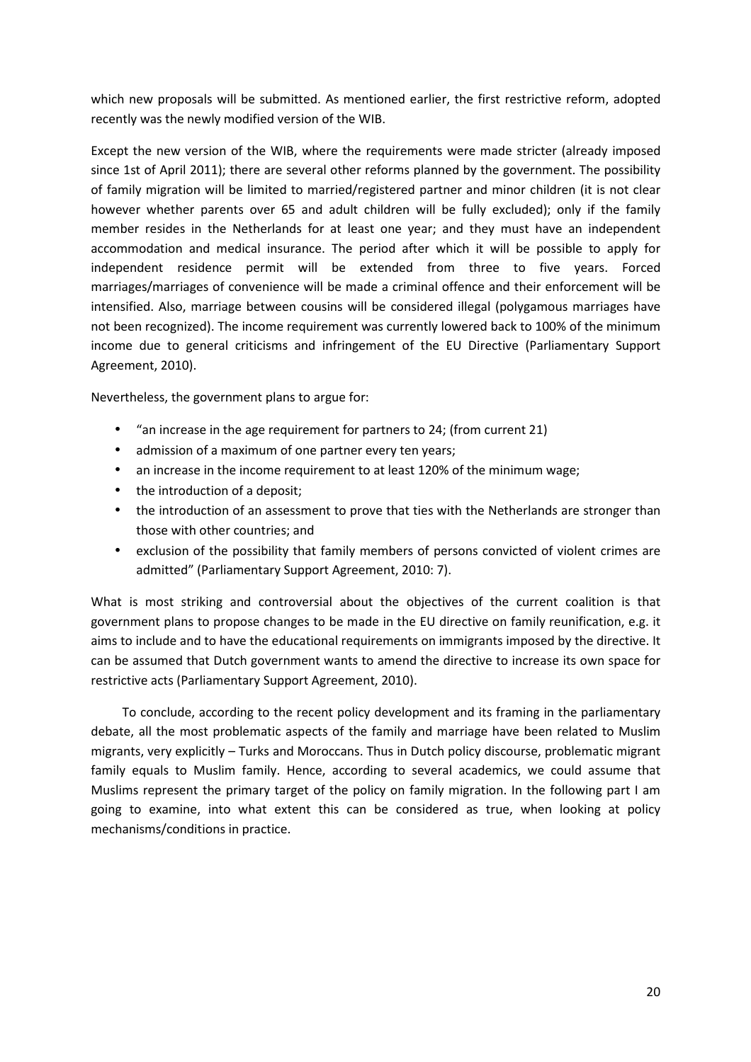which new proposals will be submitted. As mentioned earlier, the first restrictive reform, adopted recently was the newly modified version of the WIB.

Except the new version of the WIB, where the requirements were made stricter (already imposed since 1st of April 2011); there are several other reforms planned by the government. The possibility of family migration will be limited to married/registered partner and minor children (it is not clear however whether parents over 65 and adult children will be fully excluded); only if the family member resides in the Netherlands for at least one year; and they must have an independent accommodation and medical insurance. The period after which it will be possible to apply for independent residence permit will be extended from three to five years. Forced marriages/marriages of convenience will be made a criminal offence and their enforcement will be intensified. Also, marriage between cousins will be considered illegal (polygamous marriages have not been recognized). The income requirement was currently lowered back to 100% of the minimum income due to general criticisms and infringement of the EU Directive (Parliamentary Support Agreement, 2010).

Nevertheless, the government plans to argue for:

- "an increase in the age requirement for partners to 24; (from current 21)
- admission of a maximum of one partner every ten years;
- an increase in the income requirement to at least 120% of the minimum wage;
- the introduction of a deposit;
- the introduction of an assessment to prove that ties with the Netherlands are stronger than those with other countries; and
- exclusion of the possibility that family members of persons convicted of violent crimes are admitted" (Parliamentary Support Agreement, 2010: 7).

What is most striking and controversial about the objectives of the current coalition is that government plans to propose changes to be made in the EU directive on family reunification, e.g. it aims to include and to have the educational requirements on immigrants imposed by the directive. It can be assumed that Dutch government wants to amend the directive to increase its own space for restrictive acts (Parliamentary Support Agreement, 2010).

To conclude, according to the recent policy development and its framing in the parliamentary debate, all the most problematic aspects of the family and marriage have been related to Muslim migrants, very explicitly – Turks and Moroccans. Thus in Dutch policy discourse, problematic migrant family equals to Muslim family. Hence, according to several academics, we could assume that Muslims represent the primary target of the policy on family migration. In the following part I am going to examine, into what extent this can be considered as true, when looking at policy mechanisms/conditions in practice.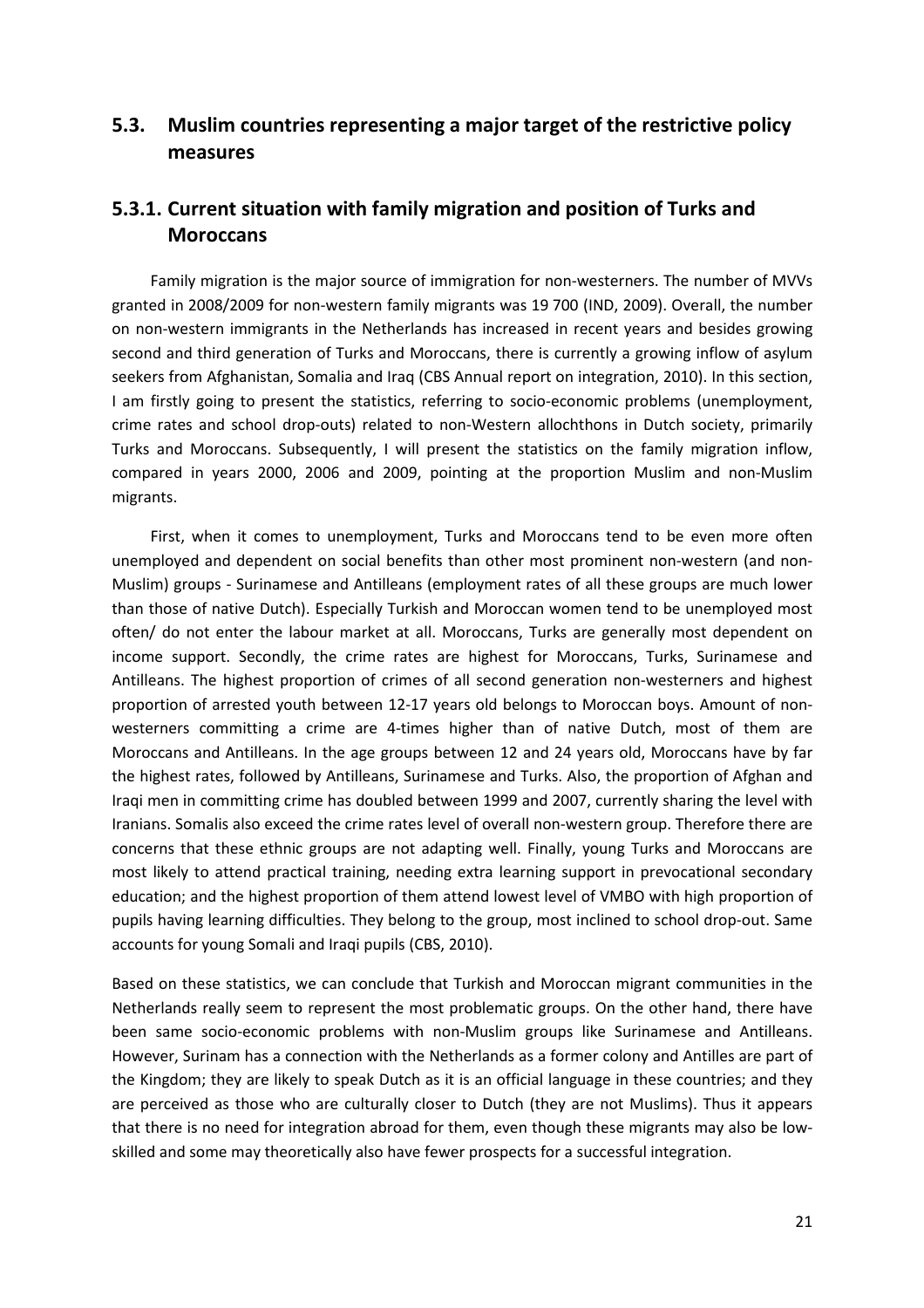## 5.3. Muslim countries representing a major target of the restrictive policy measures

### 5.3.1. Current situation with family migration and position of Turks and Moroccans

Family migration is the major source of immigration for non-westerners. The number of MVVs granted in 2008/2009 for non-western family migrants was 19 700 (IND, 2009). Overall, the number on non-western immigrants in the Netherlands has increased in recent years and besides growing second and third generation of Turks and Moroccans, there is currently a growing inflow of asylum seekers from Afghanistan, Somalia and Iraq (CBS Annual report on integration, 2010). In this section, I am firstly going to present the statistics, referring to socio-economic problems (unemployment, crime rates and school drop-outs) related to non-Western allochthons in Dutch society, primarily Turks and Moroccans. Subsequently, I will present the statistics on the family migration inflow, compared in years 2000, 2006 and 2009, pointing at the proportion Muslim and non-Muslim migrants.

First, when it comes to unemployment, Turks and Moroccans tend to be even more often unemployed and dependent on social benefits than other most prominent non-western (and non-Muslim) groups - Surinamese and Antilleans (employment rates of all these groups are much lower than those of native Dutch). Especially Turkish and Moroccan women tend to be unemployed most often/ do not enter the labour market at all. Moroccans, Turks are generally most dependent on income support. Secondly, the crime rates are highest for Moroccans, Turks, Surinamese and Antilleans. The highest proportion of crimes of all second generation non-westerners and highest proportion of arrested youth between 12-17 years old belongs to Moroccan boys. Amount of non-westerners committing a crime are 4-times higher than of native Dutch, most of them are Moroccans and Antilleans. In the age groups between 12 and 24 years old, Moroccans have by far the highest rates, followed by Antilleans, Surinamese and Turks. Also, the proportion of Afghan and Iraqi men in committing crime has doubled between 1999 and 2007, currently sharing the level with Iranians. Somalis also exceed the crime rates level of overall non-western group. Therefore there are concerns that these ethnic groups are not adapting well. Finally, young Turks and Moroccans are most likely to attend practical training, needing extra learning support in prevocational secondary education; and the highest proportion of them attend lowest level of VMBO with high proportion of pupils having learning difficulties. They belong to the group, most inclined to school drop-out. Same accounts for young Somali and Iraqi pupils (CBS, 2010).

Based on these statistics, we can conclude that Turkish and Moroccan migrant communities in the Netherlands really seem to represent the most problematic groups. On the other hand, there have been same socio-economic problems with non-Muslim groups like Surinamese and Antilleans. However, Surinam has a connection with the Netherlands as a former colony and Antilles are part of the Kingdom; they are likely to speak Dutch as it is an official language in these countries; and they are perceived as those who are culturally closer to Dutch (they are not Muslims). Thus it appears that there is no need for integration abroad for them, even though these migrants may also be low-skilled and some may theoretically also have fewer prospects for a successful integration.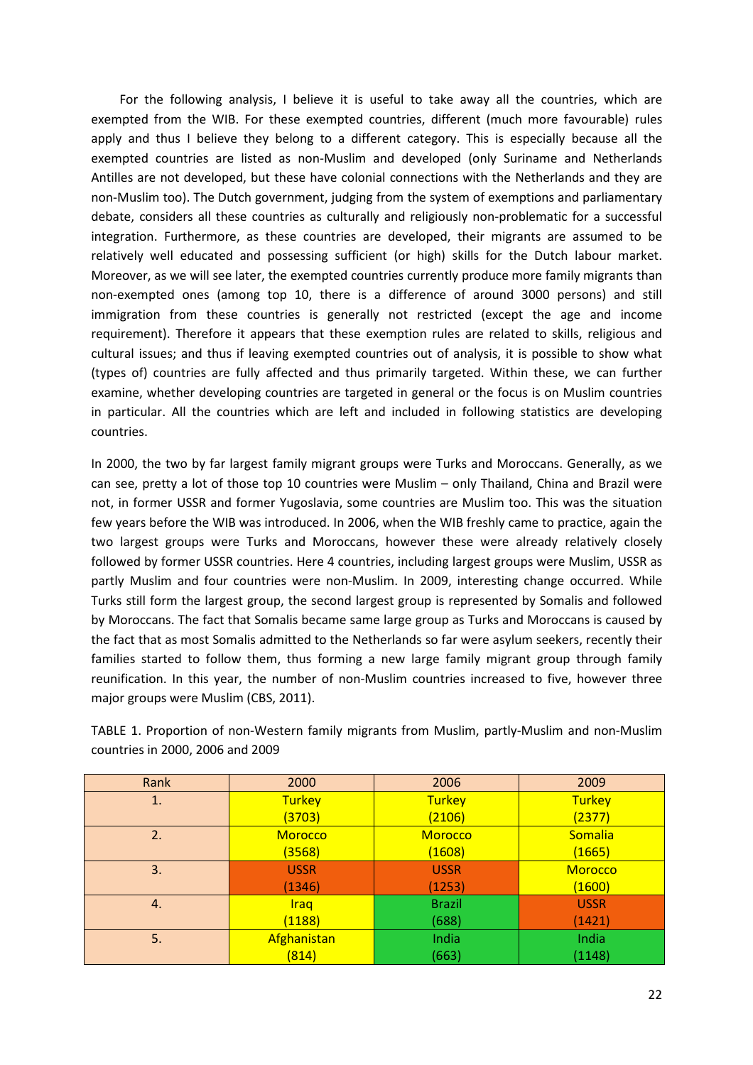For the following analysis, I believe it is useful to take away all the countries, which are exempted from the WIB. For these exempted countries, different (much more favourable) rules apply and thus I believe they belong to a different category. This is especially because all the exempted countries are listed as non-Muslim and developed (only Suriname and Netherlands Antilles are not developed, but these have colonial connections with the Netherlands and they are non-Muslim too). The Dutch government, judging from the system of exemptions and parliamentary debate, considers all these countries as culturally and religiously non-problematic for a successful integration. Furthermore, as these countries are developed, their migrants are assumed to be relatively well educated and possessing sufficient (or high) skills for the Dutch labour market. Moreover, as we will see later, the exempted countries currently produce more family migrants than non-exempted ones (among top 10, there is a difference of around 3000 persons) and still immigration from these countries is generally not restricted (except the age and income requirement). Therefore it appears that these exemption rules are related to skills, religious and cultural issues; and thus if leaving exempted countries out of analysis, it is possible to show what (types of) countries are fully affected and thus primarily targeted. Within these, we can further examine, whether developing countries are targeted in general or the focus is on Muslim countries in particular. All the countries which are left and included in following statistics are developing countries.

In 2000, the two by far largest family migrant groups were Turks and Moroccans. Generally, as we can see, pretty a lot of those top 10 countries were Muslim – only Thailand, China and Brazil were not, in former USSR and former Yugoslavia, some countries are Muslim too. This was the situation few years before the WIB was introduced. In 2006, when the WIB freshly came to practice, again the two largest groups were Turks and Moroccans, however these were already relatively closely followed by former USSR countries. Here 4 countries, including largest groups were Muslim, USSR as partly Muslim and four countries were non-Muslim. In 2009, interesting change occurred. While Turks still form the largest group, the second largest group is represented by Somalis and followed by Moroccans. The fact that Somalis became same large group as Turks and Moroccans is caused by the fact that as most Somalis admitted to the Netherlands so far were asylum seekers, recently their families started to follow them, thus forming a new large family migrant group through family reunification. In this year, the number of non-Muslim countries increased to five, however three major groups were Muslim (CBS, 2011).

TABLE 1. Proportion of non-Western family migrants from Muslim, partly-Muslim and non-Muslim countries in 2000, 2006 and 2009

| Rank | 2000 | 2006 | 2009 |
|---|---|---|---|
| 1. | Turkey (3703) | Turkey (2106) | Turkey (2377) |
| 2. | Morocco (3568) | Morocco (1608) | Somalia (1665) |
| 3. | USSR (1346) | USSR (1253) | Morocco (1600) |
| 4. | Iraq (1188) | Brazil (688) | USSR (1421) |
| 5. | Afghanistan (814) | India (663) | India (1148) |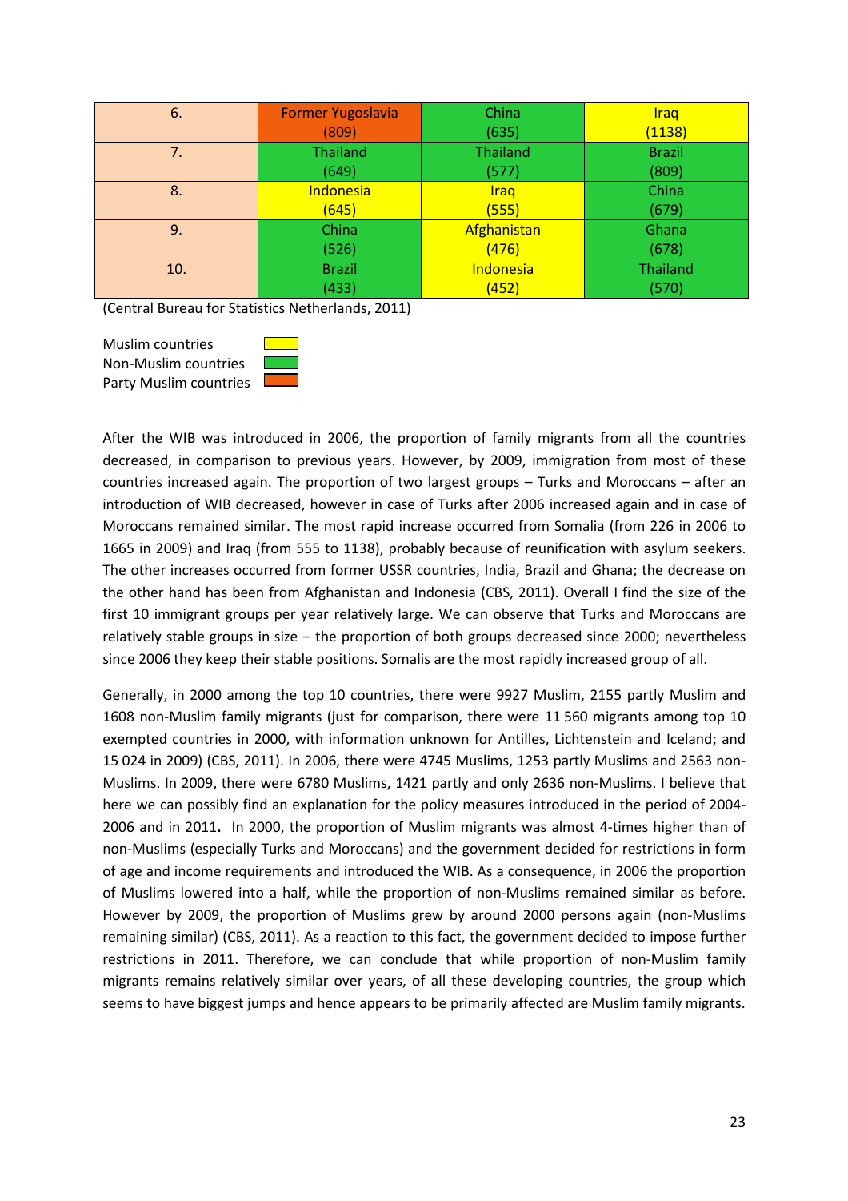| 6. | Former Yugoslavia (809) | China (635) | Iraq (1138) |
|---|---|---|---|
| 7. | Thailand (649) | Thailand (577) | Brazil (809) |
| 8. | Indonesia (645) | Iraq (555) | China (679) |
| 9. | China (526) | Afghanistan (476) | Ghana (678) |
| 10. | Brazil (433) | Indonesia (452) | Thailand (570) |

(Central Bureau for Statistics Netherlands, 2011)

Muslim countries (yellow)
Non-Muslim countries (green)
Party Muslim countries (orange)

After the WIB was introduced in 2006, the proportion of family migrants from all the countries decreased, in comparison to previous years. However, by 2009, immigration from most of these countries increased again. The proportion of two largest groups – Turks and Moroccans – after an introduction of WIB decreased, however in case of Turks after 2006 increased again and in case of Moroccans remained similar. The most rapid increase occurred from Somalia (from 226 in 2006 to 1665 in 2009) and Iraq (from 555 to 1138), probably because of reunification with asylum seekers. The other increases occurred from former USSR countries, India, Brazil and Ghana; the decrease on the other hand has been from Afghanistan and Indonesia (CBS, 2011). Overall I find the size of the first 10 immigrant groups per year relatively large. We can observe that Turks and Moroccans are relatively stable groups in size – the proportion of both groups decreased since 2000; nevertheless since 2006 they keep their stable positions. Somalis are the most rapidly increased group of all.

Generally, in 2000 among the top 10 countries, there were 9927 Muslim, 2155 partly Muslim and 1608 non-Muslim family migrants (just for comparison, there were 11 560 migrants among top 10 exempted countries in 2000, with information unknown for Antilles, Lichtenstein and Iceland; and 15 024 in 2009) (CBS, 2011). In 2006, there were 4745 Muslims, 1253 partly Muslims and 2563 non-Muslims. In 2009, there were 6780 Muslims, 1421 partly and only 2636 non-Muslims. I believe that here we can possibly find an explanation for the policy measures introduced in the period of 2004-2006 and in 2011**.** In 2000, the proportion of Muslim migrants was almost 4-times higher than of non-Muslims (especially Turks and Moroccans) and the government decided for restrictions in form of age and income requirements and introduced the WIB. As a consequence, in 2006 the proportion of Muslims lowered into a half, while the proportion of non-Muslims remained similar as before. However by 2009, the proportion of Muslims grew by around 2000 persons again (non-Muslims remaining similar) (CBS, 2011). As a reaction to this fact, the government decided to impose further restrictions in 2011. Therefore, we can conclude that while proportion of non-Muslim family migrants remains relatively similar over years, of all these developing countries, the group which seems to have biggest jumps and hence appears to be primarily affected are Muslim family migrants.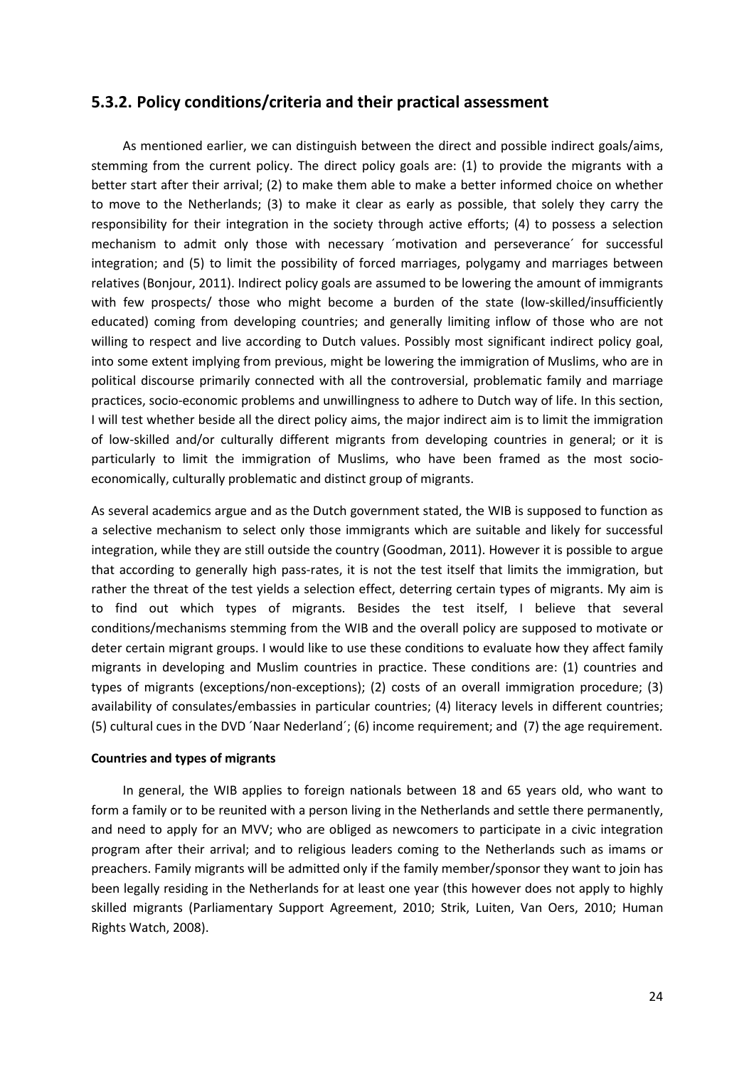## 5.3.2. Policy conditions/criteria and their practical assessment

As mentioned earlier, we can distinguish between the direct and possible indirect goals/aims, stemming from the current policy. The direct policy goals are: (1) to provide the migrants with a better start after their arrival; (2) to make them able to make a better informed choice on whether to move to the Netherlands; (3) to make it clear as early as possible, that solely they carry the responsibility for their integration in the society through active efforts; (4) to possess a selection mechanism to admit only those with necessary ´motivation and perseverance´ for successful integration; and (5) to limit the possibility of forced marriages, polygamy and marriages between relatives (Bonjour, 2011). Indirect policy goals are assumed to be lowering the amount of immigrants with few prospects/ those who might become a burden of the state (low-skilled/insufficiently educated) coming from developing countries; and generally limiting inflow of those who are not willing to respect and live according to Dutch values. Possibly most significant indirect policy goal, into some extent implying from previous, might be lowering the immigration of Muslims, who are in political discourse primarily connected with all the controversial, problematic family and marriage practices, socio-economic problems and unwillingness to adhere to Dutch way of life. In this section, I will test whether beside all the direct policy aims, the major indirect aim is to limit the immigration of low-skilled and/or culturally different migrants from developing countries in general; or it is particularly to limit the immigration of Muslims, who have been framed as the most socio-economically, culturally problematic and distinct group of migrants.

As several academics argue and as the Dutch government stated, the WIB is supposed to function as a selective mechanism to select only those immigrants which are suitable and likely for successful integration, while they are still outside the country (Goodman, 2011). However it is possible to argue that according to generally high pass-rates, it is not the test itself that limits the immigration, but rather the threat of the test yields a selection effect, deterring certain types of migrants. My aim is to find out which types of migrants. Besides the test itself, I believe that several conditions/mechanisms stemming from the WIB and the overall policy are supposed to motivate or deter certain migrant groups. I would like to use these conditions to evaluate how they affect family migrants in developing and Muslim countries in practice. These conditions are: (1) countries and types of migrants (exceptions/non-exceptions); (2) costs of an overall immigration procedure; (3) availability of consulates/embassies in particular countries; (4) literacy levels in different countries; (5) cultural cues in the DVD ´Naar Nederland´; (6) income requirement; and (7) the age requirement.

**Countries and types of migrants**

In general, the WIB applies to foreign nationals between 18 and 65 years old, who want to form a family or to be reunited with a person living in the Netherlands and settle there permanently, and need to apply for an MVV; who are obliged as newcomers to participate in a civic integration program after their arrival; and to religious leaders coming to the Netherlands such as imams or preachers. Family migrants will be admitted only if the family member/sponsor they want to join has been legally residing in the Netherlands for at least one year (this however does not apply to highly skilled migrants (Parliamentary Support Agreement, 2010; Strik, Luiten, Van Oers, 2010; Human Rights Watch, 2008).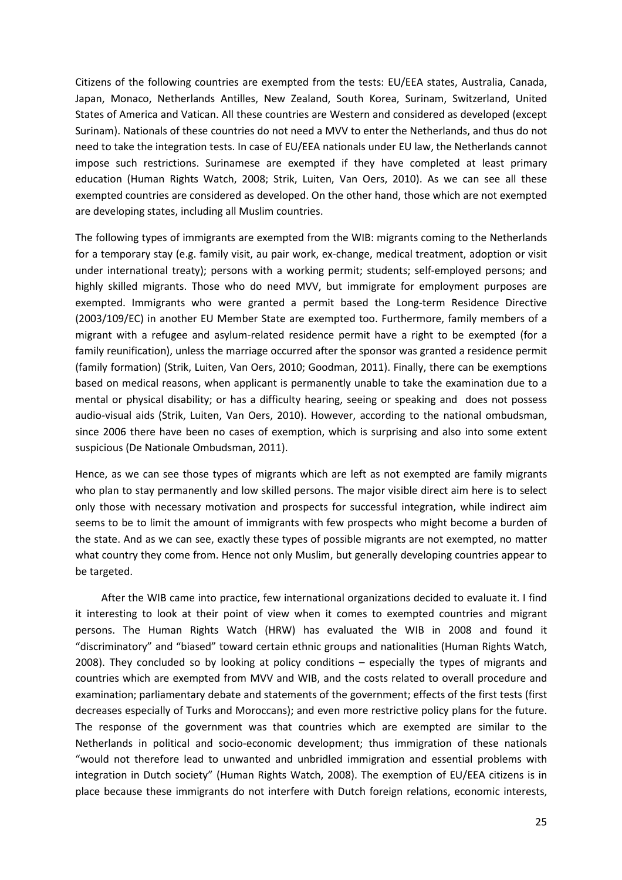Citizens of the following countries are exempted from the tests: EU/EEA states, Australia, Canada, Japan, Monaco, Netherlands Antilles, New Zealand, South Korea, Surinam, Switzerland, United States of America and Vatican. All these countries are Western and considered as developed (except Surinam). Nationals of these countries do not need a MVV to enter the Netherlands, and thus do not need to take the integration tests. In case of EU/EEA nationals under EU law, the Netherlands cannot impose such restrictions. Surinamese are exempted if they have completed at least primary education (Human Rights Watch, 2008; Strik, Luiten, Van Oers, 2010). As we can see all these exempted countries are considered as developed. On the other hand, those which are not exempted are developing states, including all Muslim countries.

The following types of immigrants are exempted from the WIB: migrants coming to the Netherlands for a temporary stay (e.g. family visit, au pair work, ex-change, medical treatment, adoption or visit under international treaty); persons with a working permit; students; self-employed persons; and highly skilled migrants. Those who do need MVV, but immigrate for employment purposes are exempted. Immigrants who were granted a permit based the Long-term Residence Directive (2003/109/EC) in another EU Member State are exempted too. Furthermore, family members of a migrant with a refugee and asylum-related residence permit have a right to be exempted (for a family reunification), unless the marriage occurred after the sponsor was granted a residence permit (family formation) (Strik, Luiten, Van Oers, 2010; Goodman, 2011). Finally, there can be exemptions based on medical reasons, when applicant is permanently unable to take the examination due to a mental or physical disability; or has a difficulty hearing, seeing or speaking and does not possess audio-visual aids (Strik, Luiten, Van Oers, 2010). However, according to the national ombudsman, since 2006 there have been no cases of exemption, which is surprising and also into some extent suspicious (De Nationale Ombudsman, 2011).

Hence, as we can see those types of migrants which are left as not exempted are family migrants who plan to stay permanently and low skilled persons. The major visible direct aim here is to select only those with necessary motivation and prospects for successful integration, while indirect aim seems to be to limit the amount of immigrants with few prospects who might become a burden of the state. And as we can see, exactly these types of possible migrants are not exempted, no matter what country they come from. Hence not only Muslim, but generally developing countries appear to be targeted.

After the WIB came into practice, few international organizations decided to evaluate it. I find it interesting to look at their point of view when it comes to exempted countries and migrant persons. The Human Rights Watch (HRW) has evaluated the WIB in 2008 and found it "discriminatory" and "biased" toward certain ethnic groups and nationalities (Human Rights Watch, 2008). They concluded so by looking at policy conditions – especially the types of migrants and countries which are exempted from MVV and WIB, and the costs related to overall procedure and examination; parliamentary debate and statements of the government; effects of the first tests (first decreases especially of Turks and Moroccans); and even more restrictive policy plans for the future. The response of the government was that countries which are exempted are similar to the Netherlands in political and socio-economic development; thus immigration of these nationals "would not therefore lead to unwanted and unbridled immigration and essential problems with integration in Dutch society" (Human Rights Watch, 2008). The exemption of EU/EEA citizens is in place because these immigrants do not interfere with Dutch foreign relations, economic interests,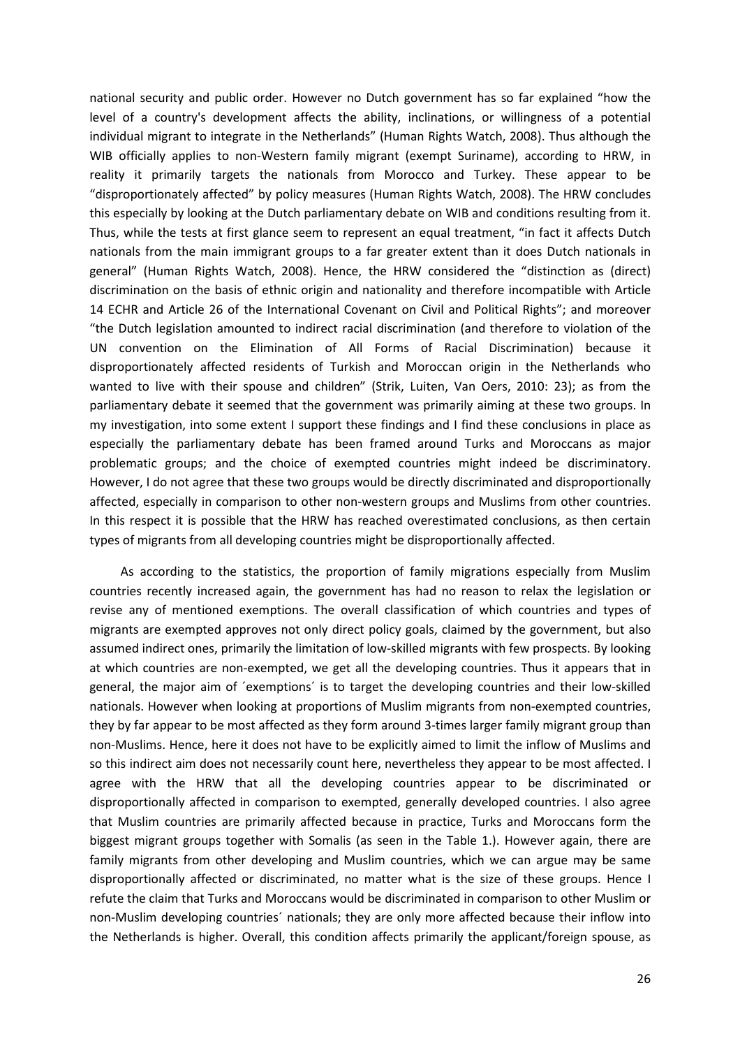national security and public order. However no Dutch government has so far explained "how the level of a country's development affects the ability, inclinations, or willingness of a potential individual migrant to integrate in the Netherlands" (Human Rights Watch, 2008). Thus although the WIB officially applies to non-Western family migrant (exempt Suriname), according to HRW, in reality it primarily targets the nationals from Morocco and Turkey. These appear to be "disproportionately affected" by policy measures (Human Rights Watch, 2008). The HRW concludes this especially by looking at the Dutch parliamentary debate on WIB and conditions resulting from it. Thus, while the tests at first glance seem to represent an equal treatment, "in fact it affects Dutch nationals from the main immigrant groups to a far greater extent than it does Dutch nationals in general" (Human Rights Watch, 2008). Hence, the HRW considered the "distinction as (direct) discrimination on the basis of ethnic origin and nationality and therefore incompatible with Article 14 ECHR and Article 26 of the International Covenant on Civil and Political Rights"; and moreover "the Dutch legislation amounted to indirect racial discrimination (and therefore to violation of the UN convention on the Elimination of All Forms of Racial Discrimination) because it disproportionately affected residents of Turkish and Moroccan origin in the Netherlands who wanted to live with their spouse and children" (Strik, Luiten, Van Oers, 2010: 23); as from the parliamentary debate it seemed that the government was primarily aiming at these two groups. In my investigation, into some extent I support these findings and I find these conclusions in place as especially the parliamentary debate has been framed around Turks and Moroccans as major problematic groups; and the choice of exempted countries might indeed be discriminatory. However, I do not agree that these two groups would be directly discriminated and disproportionally affected, especially in comparison to other non-western groups and Muslims from other countries. In this respect it is possible that the HRW has reached overestimated conclusions, as then certain types of migrants from all developing countries might be disproportionally affected.

As according to the statistics, the proportion of family migrations especially from Muslim countries recently increased again, the government has had no reason to relax the legislation or revise any of mentioned exemptions. The overall classification of which countries and types of migrants are exempted approves not only direct policy goals, claimed by the government, but also assumed indirect ones, primarily the limitation of low-skilled migrants with few prospects. By looking at which countries are non-exempted, we get all the developing countries. Thus it appears that in general, the major aim of ´exemptions´ is to target the developing countries and their low-skilled nationals. However when looking at proportions of Muslim migrants from non-exempted countries, they by far appear to be most affected as they form around 3-times larger family migrant group than non-Muslims. Hence, here it does not have to be explicitly aimed to limit the inflow of Muslims and so this indirect aim does not necessarily count here, nevertheless they appear to be most affected. I agree with the HRW that all the developing countries appear to be discriminated or disproportionally affected in comparison to exempted, generally developed countries. I also agree that Muslim countries are primarily affected because in practice, Turks and Moroccans form the biggest migrant groups together with Somalis (as seen in the Table 1.). However again, there are family migrants from other developing and Muslim countries, which we can argue may be same disproportionally affected or discriminated, no matter what is the size of these groups. Hence I refute the claim that Turks and Moroccans would be discriminated in comparison to other Muslim or non-Muslim developing countries´ nationals; they are only more affected because their inflow into the Netherlands is higher. Overall, this condition affects primarily the applicant/foreign spouse, as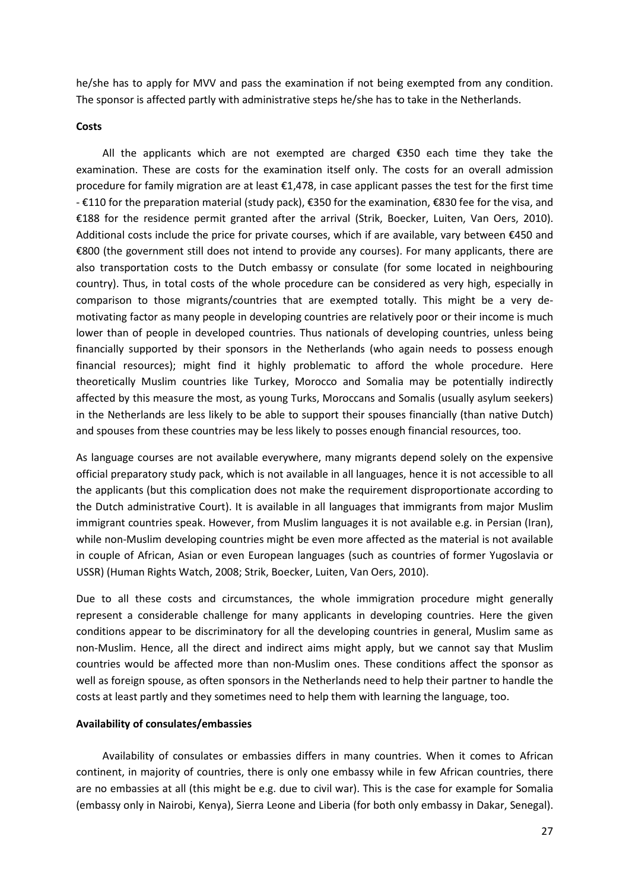he/she has to apply for MVV and pass the examination if not being exempted from any condition. The sponsor is affected partly with administrative steps he/she has to take in the Netherlands.

**Costs**

All the applicants which are not exempted are charged €350 each time they take the examination. These are costs for the examination itself only. The costs for an overall admission procedure for family migration are at least €1,478, in case applicant passes the test for the first time - €110 for the preparation material (study pack), €350 for the examination, €830 fee for the visa, and €188 for the residence permit granted after the arrival (Strik, Boecker, Luiten, Van Oers, 2010). Additional costs include the price for private courses, which if are available, vary between €450 and €800 (the government still does not intend to provide any courses). For many applicants, there are also transportation costs to the Dutch embassy or consulate (for some located in neighbouring country). Thus, in total costs of the whole procedure can be considered as very high, especially in comparison to those migrants/countries that are exempted totally. This might be a very de-motivating factor as many people in developing countries are relatively poor or their income is much lower than of people in developed countries. Thus nationals of developing countries, unless being financially supported by their sponsors in the Netherlands (who again needs to possess enough financial resources); might find it highly problematic to afford the whole procedure. Here theoretically Muslim countries like Turkey, Morocco and Somalia may be potentially indirectly affected by this measure the most, as young Turks, Moroccans and Somalis (usually asylum seekers) in the Netherlands are less likely to be able to support their spouses financially (than native Dutch) and spouses from these countries may be less likely to posses enough financial resources, too.

As language courses are not available everywhere, many migrants depend solely on the expensive official preparatory study pack, which is not available in all languages, hence it is not accessible to all the applicants (but this complication does not make the requirement disproportionate according to the Dutch administrative Court). It is available in all languages that immigrants from major Muslim immigrant countries speak. However, from Muslim languages it is not available e.g. in Persian (Iran), while non-Muslim developing countries might be even more affected as the material is not available in couple of African, Asian or even European languages (such as countries of former Yugoslavia or USSR) (Human Rights Watch, 2008; Strik, Boecker, Luiten, Van Oers, 2010).

Due to all these costs and circumstances, the whole immigration procedure might generally represent a considerable challenge for many applicants in developing countries. Here the given conditions appear to be discriminatory for all the developing countries in general, Muslim same as non-Muslim. Hence, all the direct and indirect aims might apply, but we cannot say that Muslim countries would be affected more than non-Muslim ones. These conditions affect the sponsor as well as foreign spouse, as often sponsors in the Netherlands need to help their partner to handle the costs at least partly and they sometimes need to help them with learning the language, too.

**Availability of consulates/embassies**

Availability of consulates or embassies differs in many countries. When it comes to African continent, in majority of countries, there is only one embassy while in few African countries, there are no embassies at all (this might be e.g. due to civil war). This is the case for example for Somalia (embassy only in Nairobi, Kenya), Sierra Leone and Liberia (for both only embassy in Dakar, Senegal).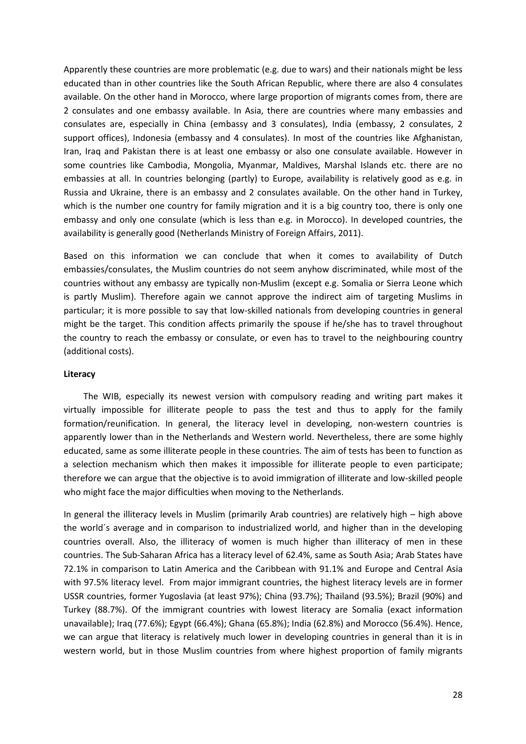Apparently these countries are more problematic (e.g. due to wars) and their nationals might be less educated than in other countries like the South African Republic, where there are also 4 consulates available. On the other hand in Morocco, where large proportion of migrants comes from, there are 2 consulates and one embassy available. In Asia, there are countries where many embassies and consulates are, especially in China (embassy and 3 consulates), India (embassy, 2 consulates, 2 support offices), Indonesia (embassy and 4 consulates). In most of the countries like Afghanistan, Iran, Iraq and Pakistan there is at least one embassy or also one consulate available. However in some countries like Cambodia, Mongolia, Myanmar, Maldives, Marshal Islands etc. there are no embassies at all. In countries belonging (partly) to Europe, availability is relatively good as e.g. in Russia and Ukraine, there is an embassy and 2 consulates available. On the other hand in Turkey, which is the number one country for family migration and it is a big country too, there is only one embassy and only one consulate (which is less than e.g. in Morocco). In developed countries, the availability is generally good (Netherlands Ministry of Foreign Affairs, 2011).

Based on this information we can conclude that when it comes to availability of Dutch embassies/consulates, the Muslim countries do not seem anyhow discriminated, while most of the countries without any embassy are typically non-Muslim (except e.g. Somalia or Sierra Leone which is partly Muslim). Therefore again we cannot approve the indirect aim of targeting Muslims in particular; it is more possible to say that low-skilled nationals from developing countries in general might be the target. This condition affects primarily the spouse if he/she has to travel throughout the country to reach the embassy or consulate, or even has to travel to the neighbouring country (additional costs).

**Literacy**

The WIB, especially its newest version with compulsory reading and writing part makes it virtually impossible for illiterate people to pass the test and thus to apply for the family formation/reunification. In general, the literacy level in developing, non-western countries is apparently lower than in the Netherlands and Western world. Nevertheless, there are some highly educated, same as some illiterate people in these countries. The aim of tests has been to function as a selection mechanism which then makes it impossible for illiterate people to even participate; therefore we can argue that the objective is to avoid immigration of illiterate and low-skilled people who might face the major difficulties when moving to the Netherlands.

In general the illiteracy levels in Muslim (primarily Arab countries) are relatively high – high above the world´s average and in comparison to industrialized world, and higher than in the developing countries overall. Also, the illiteracy of women is much higher than illiteracy of men in these countries. The Sub-Saharan Africa has a literacy level of 62.4%, same as South Asia; Arab States have 72.1% in comparison to Latin America and the Caribbean with 91.1% and Europe and Central Asia with 97.5% literacy level. From major immigrant countries, the highest literacy levels are in former USSR countries, former Yugoslavia (at least 97%); China (93.7%); Thailand (93.5%); Brazil (90%) and Turkey (88.7%). Of the immigrant countries with lowest literacy are Somalia (exact information unavailable); Iraq (77.6%); Egypt (66.4%); Ghana (65.8%); India (62.8%) and Morocco (56.4%). Hence, we can argue that literacy is relatively much lower in developing countries in general than it is in western world, but in those Muslim countries from where highest proportion of family migrants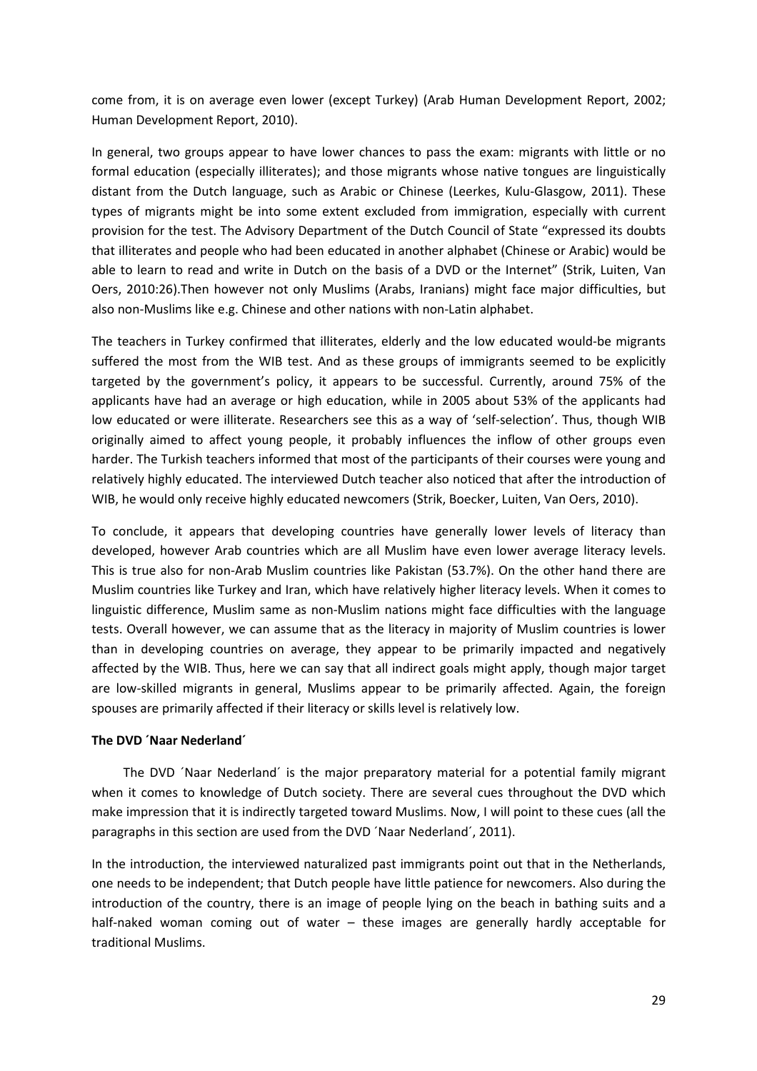come from, it is on average even lower (except Turkey) (Arab Human Development Report, 2002; Human Development Report, 2010).

In general, two groups appear to have lower chances to pass the exam: migrants with little or no formal education (especially illiterates); and those migrants whose native tongues are linguistically distant from the Dutch language, such as Arabic or Chinese (Leerkes, Kulu-Glasgow, 2011). These types of migrants might be into some extent excluded from immigration, especially with current provision for the test. The Advisory Department of the Dutch Council of State "expressed its doubts that illiterates and people who had been educated in another alphabet (Chinese or Arabic) would be able to learn to read and write in Dutch on the basis of a DVD or the Internet" (Strik, Luiten, Van Oers, 2010:26).Then however not only Muslims (Arabs, Iranians) might face major difficulties, but also non-Muslims like e.g. Chinese and other nations with non-Latin alphabet.

The teachers in Turkey confirmed that illiterates, elderly and the low educated would-be migrants suffered the most from the WIB test. And as these groups of immigrants seemed to be explicitly targeted by the government's policy, it appears to be successful. Currently, around 75% of the applicants have had an average or high education, while in 2005 about 53% of the applicants had low educated or were illiterate. Researchers see this as a way of 'self-selection'. Thus, though WIB originally aimed to affect young people, it probably influences the inflow of other groups even harder. The Turkish teachers informed that most of the participants of their courses were young and relatively highly educated. The interviewed Dutch teacher also noticed that after the introduction of WIB, he would only receive highly educated newcomers (Strik, Boecker, Luiten, Van Oers, 2010).

To conclude, it appears that developing countries have generally lower levels of literacy than developed, however Arab countries which are all Muslim have even lower average literacy levels. This is true also for non-Arab Muslim countries like Pakistan (53.7%). On the other hand there are Muslim countries like Turkey and Iran, which have relatively higher literacy levels. When it comes to linguistic difference, Muslim same as non-Muslim nations might face difficulties with the language tests. Overall however, we can assume that as the literacy in majority of Muslim countries is lower than in developing countries on average, they appear to be primarily impacted and negatively affected by the WIB. Thus, here we can say that all indirect goals might apply, though major target are low-skilled migrants in general, Muslims appear to be primarily affected. Again, the foreign spouses are primarily affected if their literacy or skills level is relatively low.

**The DVD ´Naar Nederland´**

The DVD ´Naar Nederland´ is the major preparatory material for a potential family migrant when it comes to knowledge of Dutch society. There are several cues throughout the DVD which make impression that it is indirectly targeted toward Muslims. Now, I will point to these cues (all the paragraphs in this section are used from the DVD ´Naar Nederland´, 2011).

In the introduction, the interviewed naturalized past immigrants point out that in the Netherlands, one needs to be independent; that Dutch people have little patience for newcomers. Also during the introduction of the country, there is an image of people lying on the beach in bathing suits and a half-naked woman coming out of water – these images are generally hardly acceptable for traditional Muslims.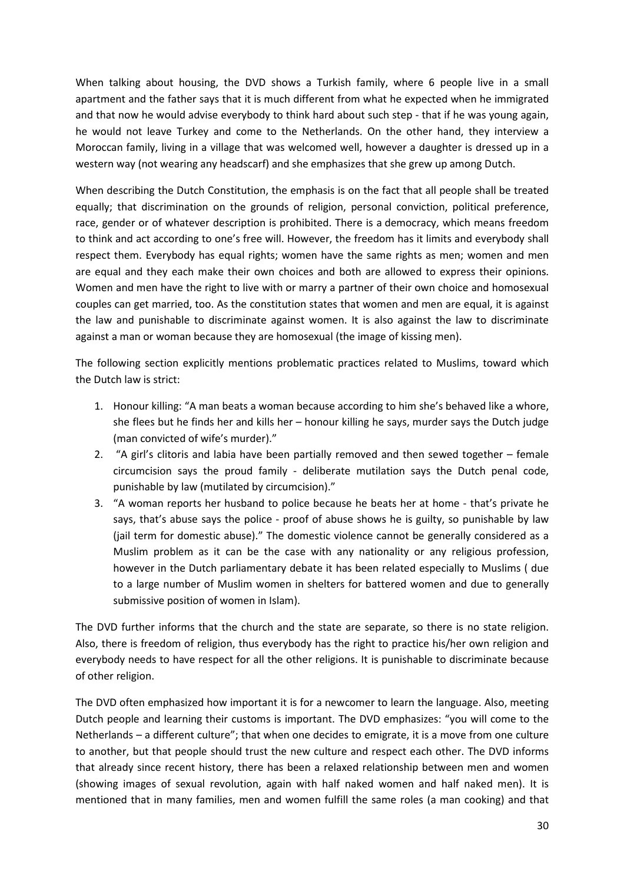When talking about housing, the DVD shows a Turkish family, where 6 people live in a small apartment and the father says that it is much different from what he expected when he immigrated and that now he would advise everybody to think hard about such step - that if he was young again, he would not leave Turkey and come to the Netherlands. On the other hand, they interview a Moroccan family, living in a village that was welcomed well, however a daughter is dressed up in a western way (not wearing any headscarf) and she emphasizes that she grew up among Dutch.

When describing the Dutch Constitution, the emphasis is on the fact that all people shall be treated equally; that discrimination on the grounds of religion, personal conviction, political preference, race, gender or of whatever description is prohibited. There is a democracy, which means freedom to think and act according to one's free will. However, the freedom has it limits and everybody shall respect them. Everybody has equal rights; women have the same rights as men; women and men are equal and they each make their own choices and both are allowed to express their opinions. Women and men have the right to live with or marry a partner of their own choice and homosexual couples can get married, too. As the constitution states that women and men are equal, it is against the law and punishable to discriminate against women. It is also against the law to discriminate against a man or woman because they are homosexual (the image of kissing men).

The following section explicitly mentions problematic practices related to Muslims, toward which the Dutch law is strict:

1. Honour killing: "A man beats a woman because according to him she's behaved like a whore, she flees but he finds her and kills her – honour killing he says, murder says the Dutch judge (man convicted of wife's murder)."
2. "A girl's clitoris and labia have been partially removed and then sewed together – female circumcision says the proud family - deliberate mutilation says the Dutch penal code, punishable by law (mutilated by circumcision)."
3. "A woman reports her husband to police because he beats her at home - that's private he says, that's abuse says the police - proof of abuse shows he is guilty, so punishable by law (jail term for domestic abuse)." The domestic violence cannot be generally considered as a Muslim problem as it can be the case with any nationality or any religious profession, however in the Dutch parliamentary debate it has been related especially to Muslims ( due to a large number of Muslim women in shelters for battered women and due to generally submissive position of women in Islam).

The DVD further informs that the church and the state are separate, so there is no state religion. Also, there is freedom of religion, thus everybody has the right to practice his/her own religion and everybody needs to have respect for all the other religions. It is punishable to discriminate because of other religion.

The DVD often emphasized how important it is for a newcomer to learn the language. Also, meeting Dutch people and learning their customs is important. The DVD emphasizes: "you will come to the Netherlands – a different culture"; that when one decides to emigrate, it is a move from one culture to another, but that people should trust the new culture and respect each other. The DVD informs that already since recent history, there has been a relaxed relationship between men and women (showing images of sexual revolution, again with half naked women and half naked men). It is mentioned that in many families, men and women fulfill the same roles (a man cooking) and that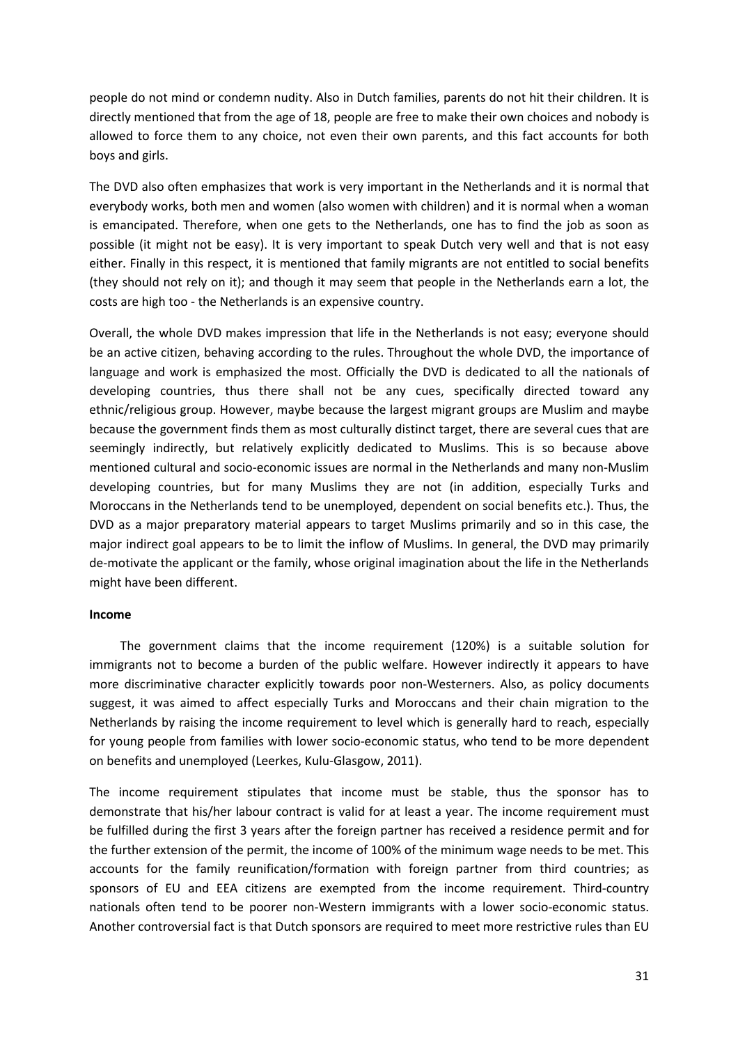people do not mind or condemn nudity. Also in Dutch families, parents do not hit their children. It is directly mentioned that from the age of 18, people are free to make their own choices and nobody is allowed to force them to any choice, not even their own parents, and this fact accounts for both boys and girls.

The DVD also often emphasizes that work is very important in the Netherlands and it is normal that everybody works, both men and women (also women with children) and it is normal when a woman is emancipated. Therefore, when one gets to the Netherlands, one has to find the job as soon as possible (it might not be easy). It is very important to speak Dutch very well and that is not easy either. Finally in this respect, it is mentioned that family migrants are not entitled to social benefits (they should not rely on it); and though it may seem that people in the Netherlands earn a lot, the costs are high too - the Netherlands is an expensive country.

Overall, the whole DVD makes impression that life in the Netherlands is not easy; everyone should be an active citizen, behaving according to the rules. Throughout the whole DVD, the importance of language and work is emphasized the most. Officially the DVD is dedicated to all the nationals of developing countries, thus there shall not be any cues, specifically directed toward any ethnic/religious group. However, maybe because the largest migrant groups are Muslim and maybe because the government finds them as most culturally distinct target, there are several cues that are seemingly indirectly, but relatively explicitly dedicated to Muslims. This is so because above mentioned cultural and socio-economic issues are normal in the Netherlands and many non-Muslim developing countries, but for many Muslims they are not (in addition, especially Turks and Moroccans in the Netherlands tend to be unemployed, dependent on social benefits etc.). Thus, the DVD as a major preparatory material appears to target Muslims primarily and so in this case, the major indirect goal appears to be to limit the inflow of Muslims. In general, the DVD may primarily de-motivate the applicant or the family, whose original imagination about the life in the Netherlands might have been different.

**Income**

The government claims that the income requirement (120%) is a suitable solution for immigrants not to become a burden of the public welfare. However indirectly it appears to have more discriminative character explicitly towards poor non-Westerners. Also, as policy documents suggest, it was aimed to affect especially Turks and Moroccans and their chain migration to the Netherlands by raising the income requirement to level which is generally hard to reach, especially for young people from families with lower socio-economic status, who tend to be more dependent on benefits and unemployed (Leerkes, Kulu-Glasgow, 2011).

The income requirement stipulates that income must be stable, thus the sponsor has to demonstrate that his/her labour contract is valid for at least a year. The income requirement must be fulfilled during the first 3 years after the foreign partner has received a residence permit and for the further extension of the permit, the income of 100% of the minimum wage needs to be met. This accounts for the family reunification/formation with foreign partner from third countries; as sponsors of EU and EEA citizens are exempted from the income requirement. Third-country nationals often tend to be poorer non-Western immigrants with a lower socio-economic status. Another controversial fact is that Dutch sponsors are required to meet more restrictive rules than EU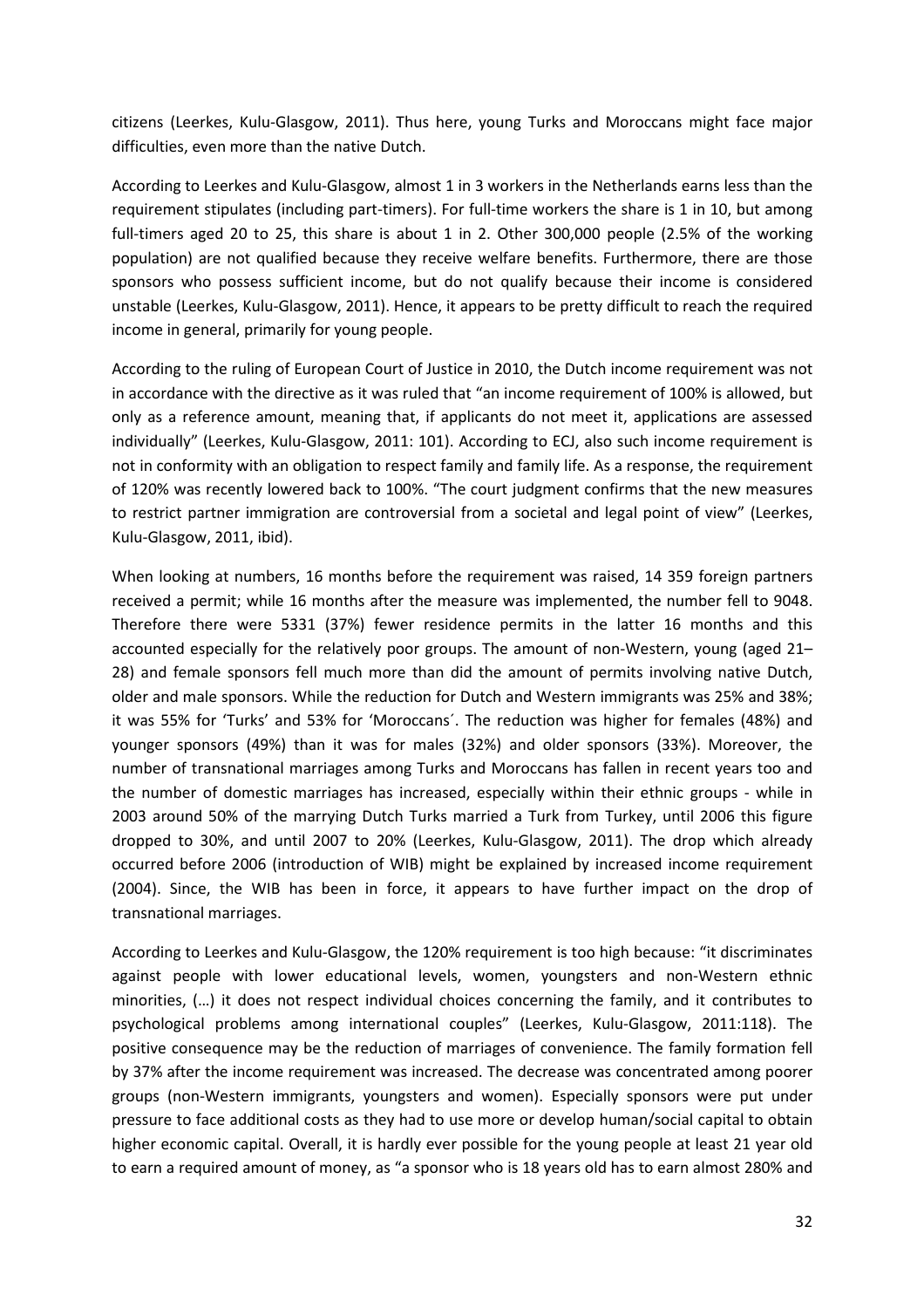citizens (Leerkes, Kulu-Glasgow, 2011). Thus here, young Turks and Moroccans might face major difficulties, even more than the native Dutch.

According to Leerkes and Kulu-Glasgow, almost 1 in 3 workers in the Netherlands earns less than the requirement stipulates (including part-timers). For full-time workers the share is 1 in 10, but among full-timers aged 20 to 25, this share is about 1 in 2. Other 300,000 people (2.5% of the working population) are not qualified because they receive welfare benefits. Furthermore, there are those sponsors who possess sufficient income, but do not qualify because their income is considered unstable (Leerkes, Kulu-Glasgow, 2011). Hence, it appears to be pretty difficult to reach the required income in general, primarily for young people.

According to the ruling of European Court of Justice in 2010, the Dutch income requirement was not in accordance with the directive as it was ruled that "an income requirement of 100% is allowed, but only as a reference amount, meaning that, if applicants do not meet it, applications are assessed individually" (Leerkes, Kulu-Glasgow, 2011: 101). According to ECJ, also such income requirement is not in conformity with an obligation to respect family and family life. As a response, the requirement of 120% was recently lowered back to 100%. "The court judgment confirms that the new measures to restrict partner immigration are controversial from a societal and legal point of view" (Leerkes, Kulu-Glasgow, 2011, ibid).

When looking at numbers, 16 months before the requirement was raised, 14 359 foreign partners received a permit; while 16 months after the measure was implemented, the number fell to 9048. Therefore there were 5331 (37%) fewer residence permits in the latter 16 months and this accounted especially for the relatively poor groups. The amount of non-Western, young (aged 21–28) and female sponsors fell much more than did the amount of permits involving native Dutch, older and male sponsors. While the reduction for Dutch and Western immigrants was 25% and 38%; it was 55% for 'Turks' and 53% for 'Moroccans´. The reduction was higher for females (48%) and younger sponsors (49%) than it was for males (32%) and older sponsors (33%). Moreover, the number of transnational marriages among Turks and Moroccans has fallen in recent years too and the number of domestic marriages has increased, especially within their ethnic groups - while in 2003 around 50% of the marrying Dutch Turks married a Turk from Turkey, until 2006 this figure dropped to 30%, and until 2007 to 20% (Leerkes, Kulu-Glasgow, 2011). The drop which already occurred before 2006 (introduction of WIB) might be explained by increased income requirement (2004). Since, the WIB has been in force, it appears to have further impact on the drop of transnational marriages.

According to Leerkes and Kulu-Glasgow, the 120% requirement is too high because: "it discriminates against people with lower educational levels, women, youngsters and non-Western ethnic minorities, (…) it does not respect individual choices concerning the family, and it contributes to psychological problems among international couples" (Leerkes, Kulu-Glasgow, 2011:118). The positive consequence may be the reduction of marriages of convenience. The family formation fell by 37% after the income requirement was increased. The decrease was concentrated among poorer groups (non-Western immigrants, youngsters and women). Especially sponsors were put under pressure to face additional costs as they had to use more or develop human/social capital to obtain higher economic capital. Overall, it is hardly ever possible for the young people at least 21 year old to earn a required amount of money, as "a sponsor who is 18 years old has to earn almost 280% and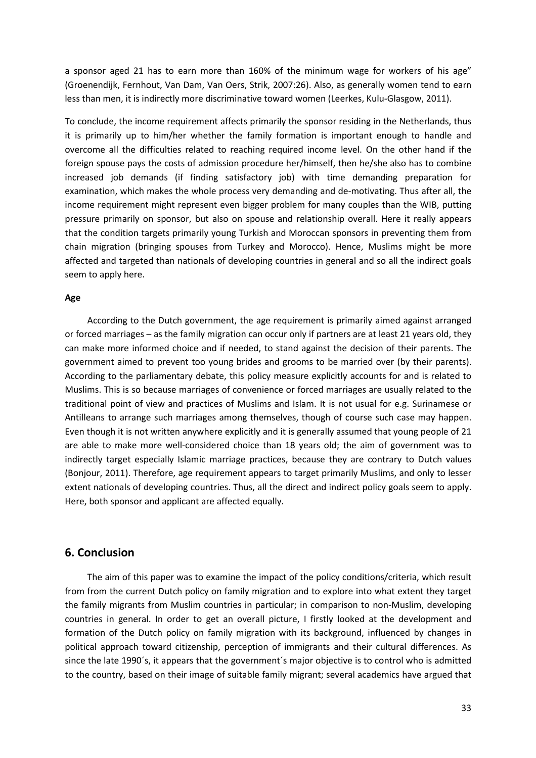a sponsor aged 21 has to earn more than 160% of the minimum wage for workers of his age" (Groenendijk, Fernhout, Van Dam, Van Oers, Strik, 2007:26). Also, as generally women tend to earn less than men, it is indirectly more discriminative toward women (Leerkes, Kulu-Glasgow, 2011).

To conclude, the income requirement affects primarily the sponsor residing in the Netherlands, thus it is primarily up to him/her whether the family formation is important enough to handle and overcome all the difficulties related to reaching required income level. On the other hand if the foreign spouse pays the costs of admission procedure her/himself, then he/she also has to combine increased job demands (if finding satisfactory job) with time demanding preparation for examination, which makes the whole process very demanding and de-motivating. Thus after all, the income requirement might represent even bigger problem for many couples than the WIB, putting pressure primarily on sponsor, but also on spouse and relationship overall. Here it really appears that the condition targets primarily young Turkish and Moroccan sponsors in preventing them from chain migration (bringing spouses from Turkey and Morocco). Hence, Muslims might be more affected and targeted than nationals of developing countries in general and so all the indirect goals seem to apply here.

**Age**

According to the Dutch government, the age requirement is primarily aimed against arranged or forced marriages – as the family migration can occur only if partners are at least 21 years old, they can make more informed choice and if needed, to stand against the decision of their parents. The government aimed to prevent too young brides and grooms to be married over (by their parents). According to the parliamentary debate, this policy measure explicitly accounts for and is related to Muslims. This is so because marriages of convenience or forced marriages are usually related to the traditional point of view and practices of Muslims and Islam. It is not usual for e.g. Surinamese or Antilleans to arrange such marriages among themselves, though of course such case may happen. Even though it is not written anywhere explicitly and it is generally assumed that young people of 21 are able to make more well-considered choice than 18 years old; the aim of government was to indirectly target especially Islamic marriage practices, because they are contrary to Dutch values (Bonjour, 2011). Therefore, age requirement appears to target primarily Muslims, and only to lesser extent nationals of developing countries. Thus, all the direct and indirect policy goals seem to apply. Here, both sponsor and applicant are affected equally.

## 6. Conclusion

The aim of this paper was to examine the impact of the policy conditions/criteria, which result from from the current Dutch policy on family migration and to explore into what extent they target the family migrants from Muslim countries in particular; in comparison to non-Muslim, developing countries in general. In order to get an overall picture, I firstly looked at the development and formation of the Dutch policy on family migration with its background, influenced by changes in political approach toward citizenship, perception of immigrants and their cultural differences. As since the late 1990´s, it appears that the government´s major objective is to control who is admitted to the country, based on their image of suitable family migrant; several academics have argued that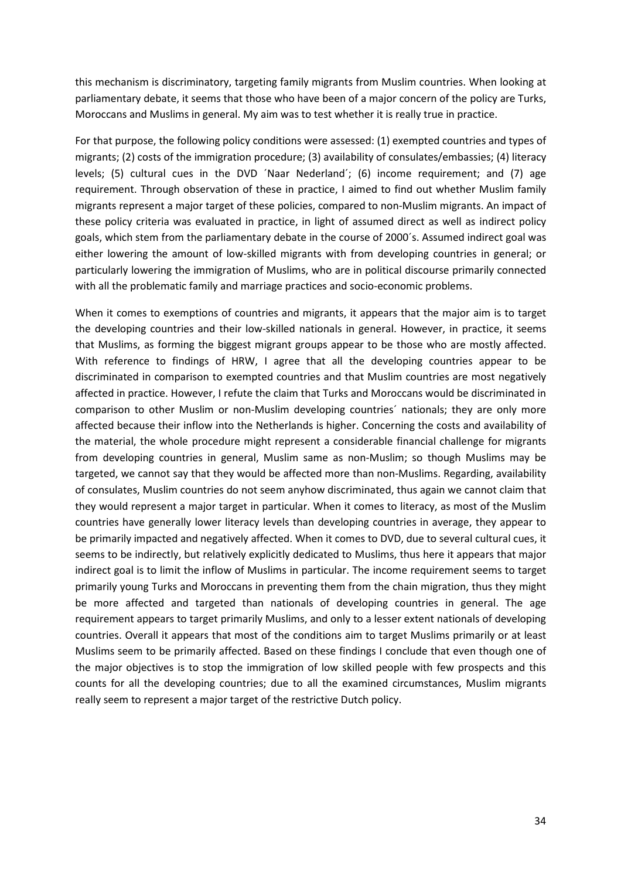this mechanism is discriminatory, targeting family migrants from Muslim countries. When looking at parliamentary debate, it seems that those who have been of a major concern of the policy are Turks, Moroccans and Muslims in general. My aim was to test whether it is really true in practice.

For that purpose, the following policy conditions were assessed: (1) exempted countries and types of migrants; (2) costs of the immigration procedure; (3) availability of consulates/embassies; (4) literacy levels; (5) cultural cues in the DVD ´Naar Nederland´; (6) income requirement; and (7) age requirement. Through observation of these in practice, I aimed to find out whether Muslim family migrants represent a major target of these policies, compared to non-Muslim migrants. An impact of these policy criteria was evaluated in practice, in light of assumed direct as well as indirect policy goals, which stem from the parliamentary debate in the course of 2000´s. Assumed indirect goal was either lowering the amount of low-skilled migrants with from developing countries in general; or particularly lowering the immigration of Muslims, who are in political discourse primarily connected with all the problematic family and marriage practices and socio-economic problems.

When it comes to exemptions of countries and migrants, it appears that the major aim is to target the developing countries and their low-skilled nationals in general. However, in practice, it seems that Muslims, as forming the biggest migrant groups appear to be those who are mostly affected. With reference to findings of HRW, I agree that all the developing countries appear to be discriminated in comparison to exempted countries and that Muslim countries are most negatively affected in practice. However, I refute the claim that Turks and Moroccans would be discriminated in comparison to other Muslim or non-Muslim developing countries´ nationals; they are only more affected because their inflow into the Netherlands is higher. Concerning the costs and availability of the material, the whole procedure might represent a considerable financial challenge for migrants from developing countries in general, Muslim same as non-Muslim; so though Muslims may be targeted, we cannot say that they would be affected more than non-Muslims. Regarding, availability of consulates, Muslim countries do not seem anyhow discriminated, thus again we cannot claim that they would represent a major target in particular. When it comes to literacy, as most of the Muslim countries have generally lower literacy levels than developing countries in average, they appear to be primarily impacted and negatively affected. When it comes to DVD, due to several cultural cues, it seems to be indirectly, but relatively explicitly dedicated to Muslims, thus here it appears that major indirect goal is to limit the inflow of Muslims in particular. The income requirement seems to target primarily young Turks and Moroccans in preventing them from the chain migration, thus they might be more affected and targeted than nationals of developing countries in general. The age requirement appears to target primarily Muslims, and only to a lesser extent nationals of developing countries. Overall it appears that most of the conditions aim to target Muslims primarily or at least Muslims seem to be primarily affected. Based on these findings I conclude that even though one of the major objectives is to stop the immigration of low skilled people with few prospects and this counts for all the developing countries; due to all the examined circumstances, Muslim migrants really seem to represent a major target of the restrictive Dutch policy.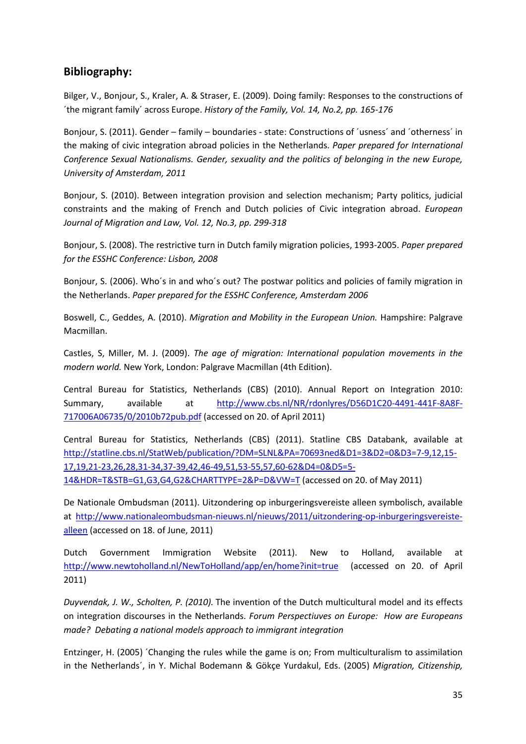## Bibliography:

Bilger, V., Bonjour, S., Kraler, A. & Straser, E. (2009). Doing family: Responses to the constructions of ´the migrant family´ across Europe. *History of the Family, Vol. 14, No.2, pp. 165-176*

Bonjour, S. (2011). Gender – family – boundaries - state: Constructions of ´usness´ and ´otherness´ in the making of civic integration abroad policies in the Netherlands. *Paper prepared for International Conference Sexual Nationalisms. Gender, sexuality and the politics of belonging in the new Europe, University of Amsterdam, 2011*

Bonjour, S. (2010). Between integration provision and selection mechanism; Party politics, judicial constraints and the making of French and Dutch policies of Civic integration abroad. *European Journal of Migration and Law, Vol. 12, No.3, pp. 299-318*

Bonjour, S. (2008). The restrictive turn in Dutch family migration policies, 1993-2005. *Paper prepared for the ESSHC Conference: Lisbon, 2008*

Bonjour, S. (2006). Who´s in and who´s out? The postwar politics and policies of family migration in the Netherlands. *Paper prepared for the ESSHC Conference, Amsterdam 2006*

Boswell, C., Geddes, A. (2010). *Migration and Mobility in the European Union.* Hampshire: Palgrave Macmillan.

Castles, S, Miller, M. J. (2009). *The age of migration: International population movements in the modern world.* New York, London: Palgrave Macmillan (4th Edition).

Central Bureau for Statistics, Netherlands (CBS) (2010). Annual Report on Integration 2010: Summary, available at http://www.cbs.nl/NR/rdonlyres/D56D1C20-4491-441F-8A8F-717006A06735/0/2010b72pub.pdf (accessed on 20. of April 2011)

Central Bureau for Statistics, Netherlands (CBS) (2011). Statline CBS Databank, available at http://statline.cbs.nl/StatWeb/publication/?DM=SLNL&PA=70693ned&D1=3&D2=0&D3=7-9,12,15-17,19,21-23,26,28,31-34,37-39,42,46-49,51,53-55,57,60-62&D4=0&D5=5-14&HDR=T&STB=G1,G3,G4,G2&CHARTTYPE=2&P=D&VW=T (accessed on 20. of May 2011)

De Nationale Ombudsman (2011). Uitzondering op inburgeringsvereiste alleen symbolisch, available at http://www.nationaleombudsman-nieuws.nl/nieuws/2011/uitzondering-op-inburgeringsvereiste-alleen (accessed on 18. of June, 2011)

Dutch Government Immigration Website (2011). New to Holland, available at http://www.newtoholland.nl/NewToHolland/app/en/home?init=true (accessed on 20. of April 2011)

*Duyvendak, J. W., Scholten, P. (2010).* The invention of the Dutch multicultural model and its effects on integration discourses in the Netherlands. *Forum Perspectiuves on Europe: How are Europeans made? Debating a national models approach to immigrant integration*

Entzinger, H. (2005) ´Changing the rules while the game is on; From multiculturalism to assimilation in the Netherlands´, in Y. Michal Bodemann & Gökçe Yurdakul, Eds. (2005) *Migration, Citizenship,*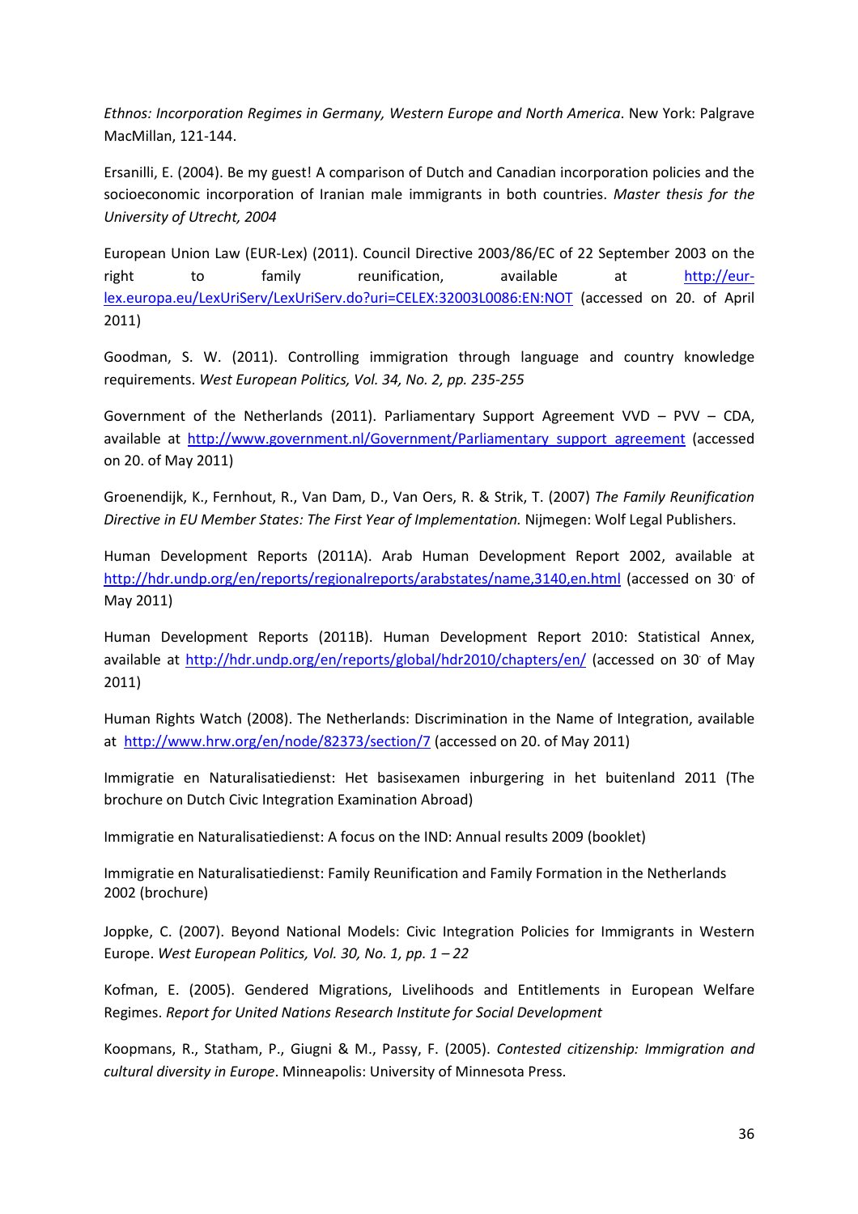*Ethnos: Incorporation Regimes in Germany, Western Europe and North America*. New York: Palgrave MacMillan, 121-144.

Ersanilli, E. (2004). Be my guest! A comparison of Dutch and Canadian incorporation policies and the socioeconomic incorporation of Iranian male immigrants in both countries. *Master thesis for the University of Utrecht, 2004*

European Union Law (EUR-Lex) (2011). Council Directive 2003/86/EC of 22 September 2003 on the right to family reunification, available at http://eur-lex.europa.eu/LexUriServ/LexUriServ.do?uri=CELEX:32003L0086:EN:NOT (accessed on 20. of April 2011)

Goodman, S. W. (2011). Controlling immigration through language and country knowledge requirements. *West European Politics, Vol. 34, No. 2, pp. 235-255*

Government of the Netherlands (2011). Parliamentary Support Agreement VVD – PVV – CDA, available at http://www.government.nl/Government/Parliamentary_support_agreement (accessed on 20. of May 2011)

Groenendijk, K., Fernhout, R., Van Dam, D., Van Oers, R. & Strik, T. (2007) *The Family Reunification Directive in EU Member States: The First Year of Implementation.* Nijmegen: Wolf Legal Publishers.

Human Development Reports (2011A). Arab Human Development Report 2002, available at http://hdr.undp.org/en/reports/regionalreports/arabstates/name,3140,en.html (accessed on 30. of May 2011)

Human Development Reports (2011B). Human Development Report 2010: Statistical Annex, available at http://hdr.undp.org/en/reports/global/hdr2010/chapters/en/ (accessed on 30. of May 2011)

Human Rights Watch (2008). The Netherlands: Discrimination in the Name of Integration, available at http://www.hrw.org/en/node/82373/section/7 (accessed on 20. of May 2011)

Immigratie en Naturalisatiedienst: Het basisexamen inburgering in het buitenland 2011 (The brochure on Dutch Civic Integration Examination Abroad)

Immigratie en Naturalisatiedienst: A focus on the IND: Annual results 2009 (booklet)

Immigratie en Naturalisatiedienst: Family Reunification and Family Formation in the Netherlands 2002 (brochure)

Joppke, C. (2007). Beyond National Models: Civic Integration Policies for Immigrants in Western Europe. *West European Politics, Vol. 30, No. 1, pp. 1 – 22*

Kofman, E. (2005). Gendered Migrations, Livelihoods and Entitlements in European Welfare Regimes. *Report for United Nations Research Institute for Social Development*

Koopmans, R., Statham, P., Giugni & M., Passy, F. (2005). *Contested citizenship: Immigration and cultural diversity in Europe*. Minneapolis: University of Minnesota Press.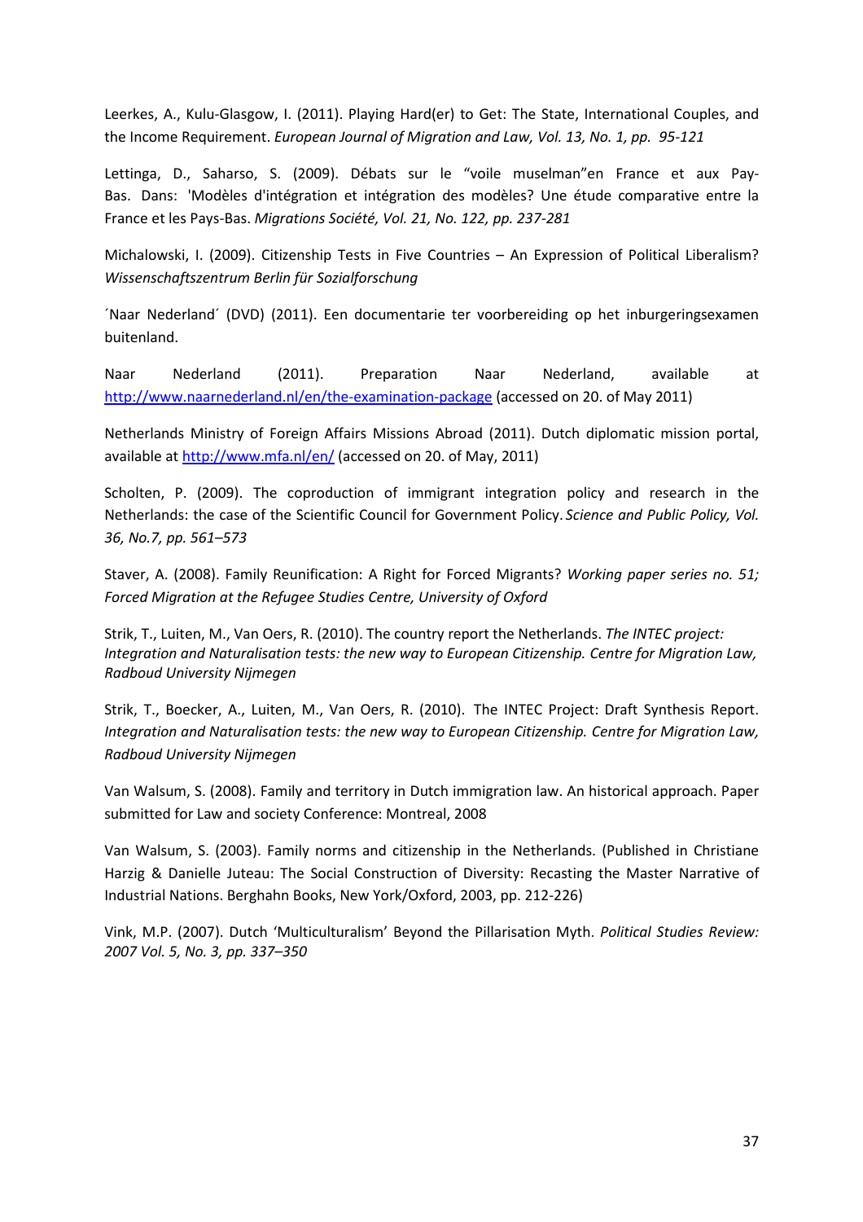Leerkes, A., Kulu-Glasgow, I. (2011). Playing Hard(er) to Get: The State, International Couples, and the Income Requirement. *European Journal of Migration and Law, Vol. 13, No. 1, pp. 95-121*

Lettinga, D., Saharso, S. (2009). Débats sur le "voile muselman"en France et aux Pay-Bas. Dans: 'Modèles d'intégration et intégration des modèles? Une étude comparative entre la France et les Pays-Bas. *Migrations Société, Vol. 21, No. 122, pp. 237-281*

Michalowski, I. (2009). Citizenship Tests in Five Countries – An Expression of Political Liberalism? *Wissenschaftszentrum Berlin für Sozialforschung*

´Naar Nederland´ (DVD) (2011). Een documentarie ter voorbereiding op het inburgeringsexamen buitenland.

Naar Nederland (2011). Preparation Naar Nederland, available at http://www.naarnederland.nl/en/the-examination-package (accessed on 20. of May 2011)

Netherlands Ministry of Foreign Affairs Missions Abroad (2011). Dutch diplomatic mission portal, available at http://www.mfa.nl/en/ (accessed on 20. of May, 2011)

Scholten, P. (2009). The coproduction of immigrant integration policy and research in the Netherlands: the case of the Scientific Council for Government Policy. *Science and Public Policy, Vol. 36, No.7, pp. 561–573*

Staver, A. (2008). Family Reunification: A Right for Forced Migrants? *Working paper series no. 51; Forced Migration at the Refugee Studies Centre, University of Oxford*

Strik, T., Luiten, M., Van Oers, R. (2010). The country report the Netherlands. *The INTEC project: Integration and Naturalisation tests: the new way to European Citizenship. Centre for Migration Law, Radboud University Nijmegen*

Strik, T., Boecker, A., Luiten, M., Van Oers, R. (2010). The INTEC Project: Draft Synthesis Report. *Integration and Naturalisation tests: the new way to European Citizenship. Centre for Migration Law, Radboud University Nijmegen*

Van Walsum, S. (2008). Family and territory in Dutch immigration law. An historical approach. Paper submitted for Law and society Conference: Montreal, 2008

Van Walsum, S. (2003). Family norms and citizenship in the Netherlands. (Published in Christiane Harzig & Danielle Juteau: The Social Construction of Diversity: Recasting the Master Narrative of Industrial Nations. Berghahn Books, New York/Oxford, 2003, pp. 212-226)

Vink, M.P. (2007). Dutch 'Multiculturalism' Beyond the Pillarisation Myth. *Political Studies Review: 2007 Vol. 5, No. 3, pp. 337–350*